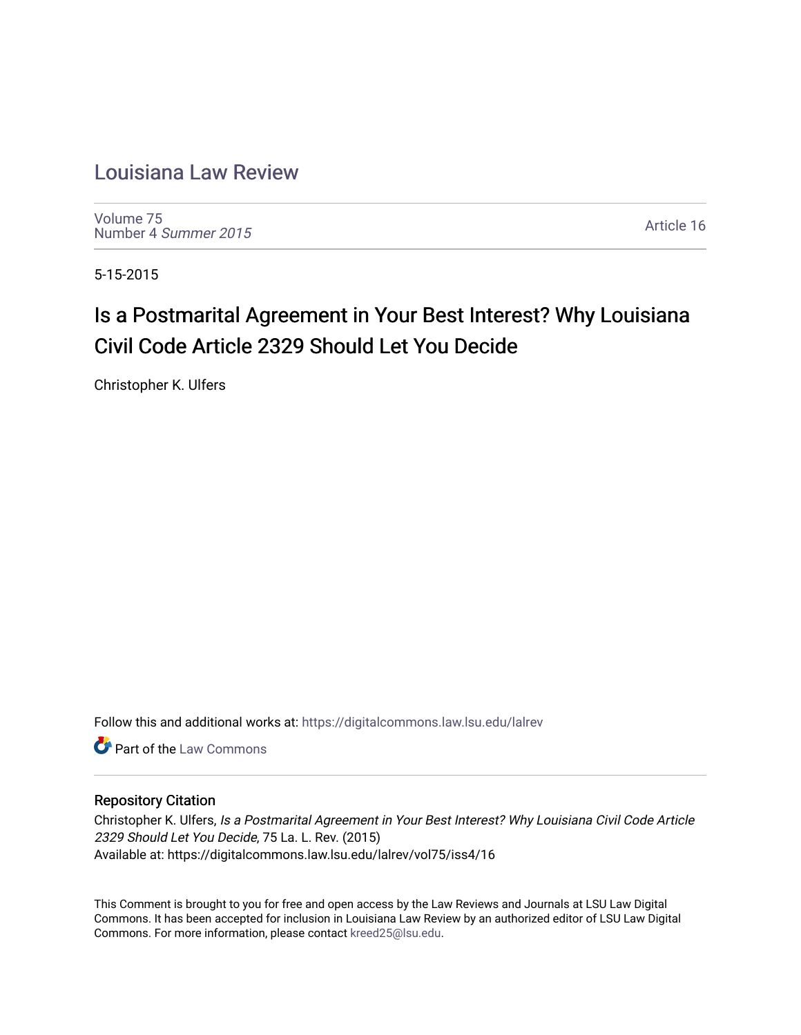# Louisiana Law Review

Volume 75
Number 4 *Summer 2015*

Article 16

5-15-2015

## Is a Postmarital Agreement in Your Best Interest? Why Louisiana Civil Code Article 2329 Should Let You Decide

Christopher K. Ulfers

Follow this and additional works at: https://digitalcommons.law.lsu.edu/lalrev

Part of the Law Commons

### Repository Citation

Christopher K. Ulfers, *Is a Postmarital Agreement in Your Best Interest? Why Louisiana Civil Code Article 2329 Should Let You Decide*, 75 La. L. Rev. (2015)
Available at: https://digitalcommons.law.lsu.edu/lalrev/vol75/iss4/16

This Comment is brought to you for free and open access by the Law Reviews and Journals at LSU Law Digital Commons. It has been accepted for inclusion in Louisiana Law Review by an authorized editor of LSU Law Digital Commons. For more information, please contact kreed25@lsu.edu.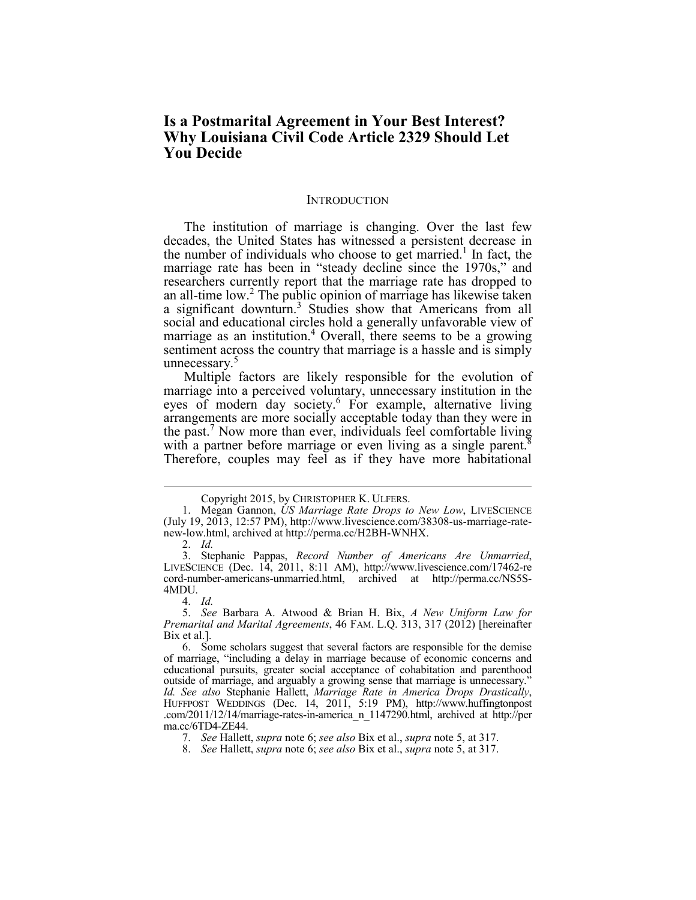# Is a Postmarital Agreement in Your Best Interest? Why Louisiana Civil Code Article 2329 Should Let You Decide

## INTRODUCTION

The institution of marriage is changing. Over the last few decades, the United States has witnessed a persistent decrease in the number of individuals who choose to get married.[1] In fact, the marriage rate has been in "steady decline since the 1970s," and researchers currently report that the marriage rate has dropped to an all-time low.[2] The public opinion of marriage has likewise taken a significant downturn.[3] Studies show that Americans from all social and educational circles hold a generally unfavorable view of marriage as an institution.[4] Overall, there seems to be a growing sentiment across the country that marriage is a hassle and is simply unnecessary.[5]

Multiple factors are likely responsible for the evolution of marriage into a perceived voluntary, unnecessary institution in the eyes of modern day society.[6] For example, alternative living arrangements are more socially acceptable today than they were in the past.[7] Now more than ever, individuals feel comfortable living with a partner before marriage or even living as a single parent.[8] Therefore, couples may feel as if they have more habitational

---

Copyright 2015, by CHRISTOPHER K. ULFERS.

1. Megan Gannon, *US Marriage Rate Drops to New Low*, LIVESCIENCE (July 19, 2013, 12:57 PM), http://www.livescience.com/38308-us-marriage-rate-new-low.html, archived at http://perma.cc/H2BH-WNHX.

2. *Id.*

3. Stephanie Pappas, *Record Number of Americans Are Unmarried*, LIVESCIENCE (Dec. 14, 2011, 8:11 AM), http://www.livescience.com/17462-record-number-americans-unmarried.html, archived at http://perma.cc/NS5S-4MDU.

4. *Id.*

5. *See* Barbara A. Atwood & Brian H. Bix, *A New Uniform Law for Premarital and Marital Agreements*, 46 FAM. L.Q. 313, 317 (2012) [hereinafter Bix et al.].

6. Some scholars suggest that several factors are responsible for the demise of marriage, "including a delay in marriage because of economic concerns and educational pursuits, greater social acceptance of cohabitation and parenthood outside of marriage, and arguably a growing sense that marriage is unnecessary." *Id. See also* Stephanie Hallett, *Marriage Rate in America Drops Drastically*, HUFFPOST WEDDINGS (Dec. 14, 2011, 5:19 PM), http://www.huffingtonpost.com/2011/12/14/marriage-rates-in-america_n_1147290.html, archived at http://perma.cc/6TD4-ZE44.

7. *See* Hallett, *supra* note 6; *see also* Bix et al., *supra* note 5, at 317.

8. *See* Hallett, *supra* note 6; *see also* Bix et al., *supra* note 5, at 317.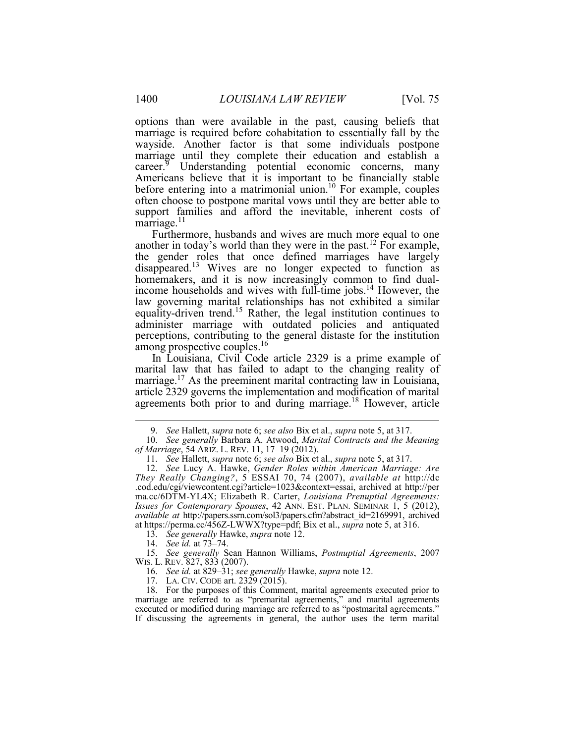options than were available in the past, causing beliefs that marriage is required before cohabitation to essentially fall by the wayside. Another factor is that some individuals postpone marriage until they complete their education and establish a career.[9] Understanding potential economic concerns, many Americans believe that it is important to be financially stable before entering into a matrimonial union.[10] For example, couples often choose to postpone marital vows until they are better able to support families and afford the inevitable, inherent costs of marriage.[11]

Furthermore, husbands and wives are much more equal to one another in today's world than they were in the past.[12] For example, the gender roles that once defined marriages have largely disappeared.[13] Wives are no longer expected to function as homemakers, and it is now increasingly common to find dual-income households and wives with full-time jobs.[14] However, the law governing marital relationships has not exhibited a similar equality-driven trend.[15] Rather, the legal institution continues to administer marriage with outdated policies and antiquated perceptions, contributing to the general distaste for the institution among prospective couples.[16]

In Louisiana, Civil Code article 2329 is a prime example of marital law that has failed to adapt to the changing reality of marriage.[17] As the preeminent marital contracting law in Louisiana, article 2329 governs the implementation and modification of marital agreements both prior to and during marriage.[18] However, article

---

9. *See* Hallett, *supra* note 6; *see also* Bix et al., *supra* note 5, at 317.

10. *See generally* Barbara A. Atwood, *Marital Contracts and the Meaning of Marriage*, 54 ARIZ. L. REV. 11, 17–19 (2012).

11. *See* Hallett, *supra* note 6; *see also* Bix et al., *supra* note 5, at 317.

12. *See* Lucy A. Hawke, *Gender Roles within American Marriage: Are They Really Changing?*, 5 ESSAI 70, 74 (2007), *available at* http://dc.cod.edu/cgi/viewcontent.cgi?article=1023&context=essai, archived at http://perma.cc/6DTM-YL4X; Elizabeth R. Carter, *Louisiana Prenuptial Agreements: Issues for Contemporary Spouses*, 42 ANN. EST. PLAN. SEMINAR 1, 5 (2012), *available at* http://papers.ssrn.com/sol3/papers.cfm?abstract_id=2169991, archived at https://perma.cc/456Z-LWWX?type=pdf; Bix et al., *supra* note 5, at 316.

13. *See generally* Hawke, *supra* note 12.

14. *See id.* at 73–74.

15. *See generally* Sean Hannon Williams, *Postnuptial Agreements*, 2007 WIS. L. REV. 827, 833 (2007).

16. *See id.* at 829–31; *see generally* Hawke, *supra* note 12.

17. LA. CIV. CODE art. 2329 (2015).

18. For the purposes of this Comment, marital agreements executed prior to marriage are referred to as "premarital agreements," and marital agreements executed or modified during marriage are referred to as "postmarital agreements." If discussing the agreements in general, the author uses the term marital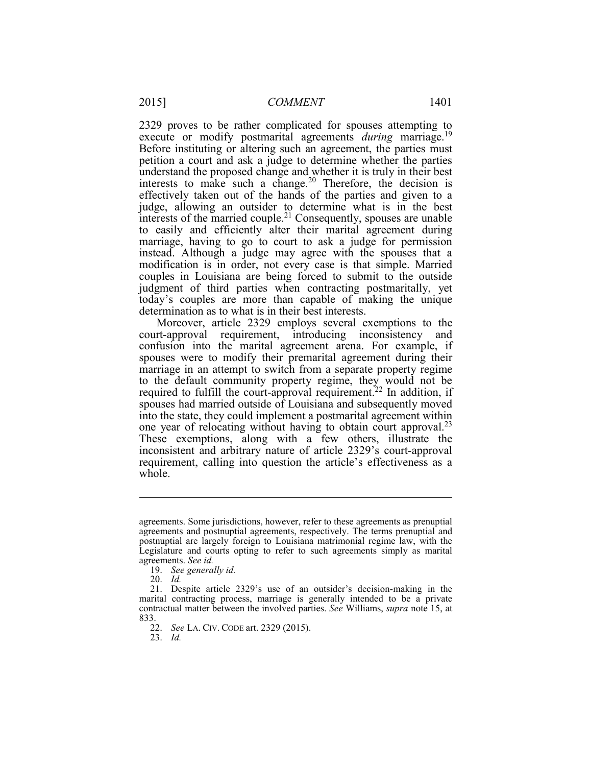2329 proves to be rather complicated for spouses attempting to execute or modify postmarital agreements *during* marriage.[19] Before instituting or altering such an agreement, the parties must petition a court and ask a judge to determine whether the parties understand the proposed change and whether it is truly in their best interests to make such a change.[20] Therefore, the decision is effectively taken out of the hands of the parties and given to a judge, allowing an outsider to determine what is in the best interests of the married couple.[21] Consequently, spouses are unable to easily and efficiently alter their marital agreement during marriage, having to go to court to ask a judge for permission instead. Although a judge may agree with the spouses that a modification is in order, not every case is that simple. Married couples in Louisiana are being forced to submit to the outside judgment of third parties when contracting postmaritally, yet today's couples are more than capable of making the unique determination as to what is in their best interests.

Moreover, article 2329 employs several exemptions to the court-approval requirement, introducing inconsistency and confusion into the marital agreement arena. For example, if spouses were to modify their premarital agreement during their marriage in an attempt to switch from a separate property regime to the default community property regime, they would not be required to fulfill the court-approval requirement.[22] In addition, if spouses had married outside of Louisiana and subsequently moved into the state, they could implement a postmarital agreement within one year of relocating without having to obtain court approval.[23] These exemptions, along with a few others, illustrate the inconsistent and arbitrary nature of article 2329's court-approval requirement, calling into question the article's effectiveness as a whole.

---

agreements. Some jurisdictions, however, refer to these agreements as prenuptial agreements and postnuptial agreements, respectively. The terms prenuptial and postnuptial are largely foreign to Louisiana matrimonial regime law, with the Legislature and courts opting to refer to such agreements simply as marital agreements. *See id.*

19. *See generally id.*

20. *Id.*

21. Despite article 2329's use of an outsider's decision-making in the marital contracting process, marriage is generally intended to be a private contractual matter between the involved parties. *See* Williams, *supra* note 15, at 833.

22. *See* LA. CIV. CODE art. 2329 (2015).

23. *Id.*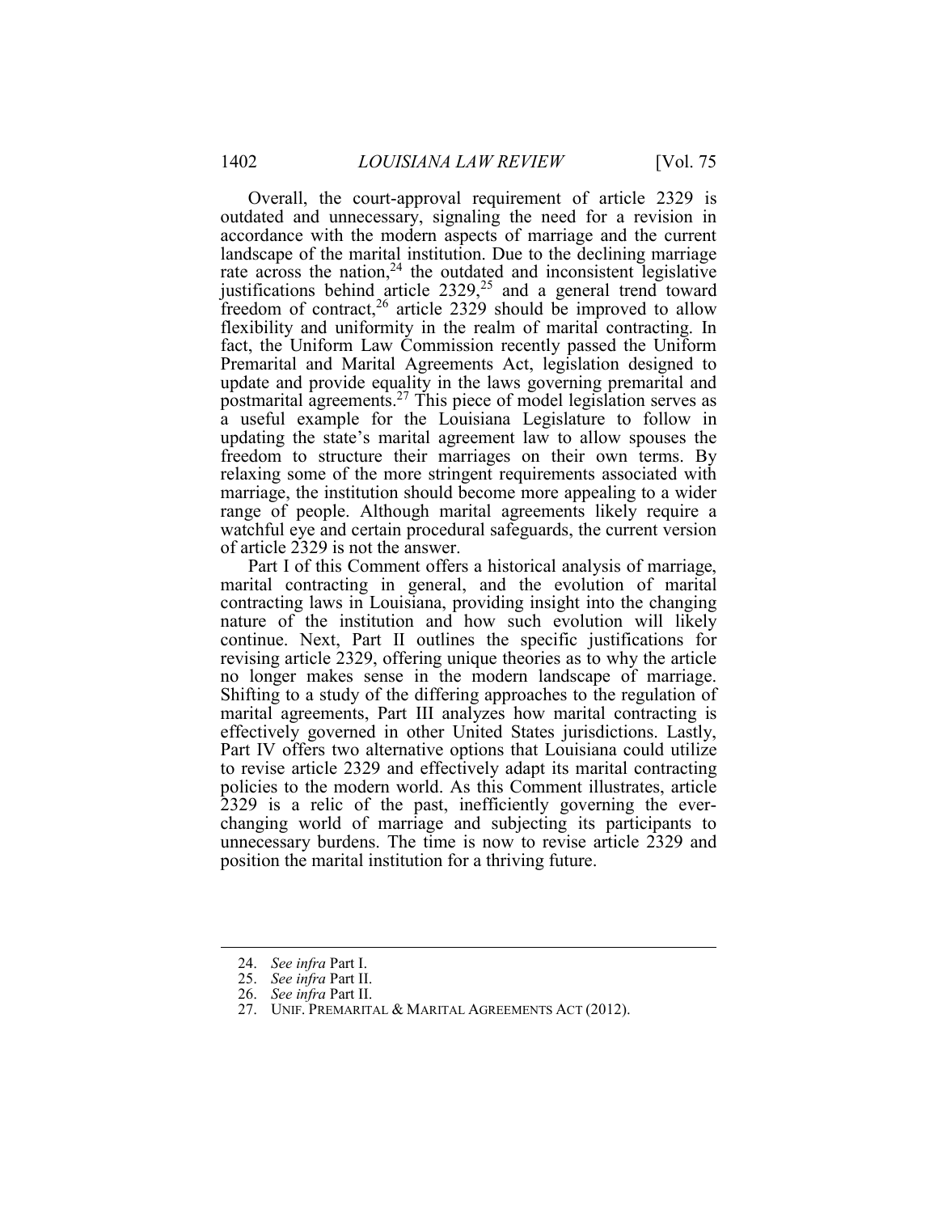Overall, the court-approval requirement of article 2329 is outdated and unnecessary, signaling the need for a revision in accordance with the modern aspects of marriage and the current landscape of the marital institution. Due to the declining marriage rate across the nation,[24] the outdated and inconsistent legislative justifications behind article 2329,[25] and a general trend toward freedom of contract,[26] article 2329 should be improved to allow flexibility and uniformity in the realm of marital contracting. In fact, the Uniform Law Commission recently passed the Uniform Premarital and Marital Agreements Act, legislation designed to update and provide equality in the laws governing premarital and postmarital agreements.[27] This piece of model legislation serves as a useful example for the Louisiana Legislature to follow in updating the state's marital agreement law to allow spouses the freedom to structure their marriages on their own terms. By relaxing some of the more stringent requirements associated with marriage, the institution should become more appealing to a wider range of people. Although marital agreements likely require a watchful eye and certain procedural safeguards, the current version of article 2329 is not the answer.

Part I of this Comment offers a historical analysis of marriage, marital contracting in general, and the evolution of marital contracting laws in Louisiana, providing insight into the changing nature of the institution and how such evolution will likely continue. Next, Part II outlines the specific justifications for revising article 2329, offering unique theories as to why the article no longer makes sense in the modern landscape of marriage. Shifting to a study of the differing approaches to the regulation of marital agreements, Part III analyzes how marital contracting is effectively governed in other United States jurisdictions. Lastly, Part IV offers two alternative options that Louisiana could utilize to revise article 2329 and effectively adapt its marital contracting policies to the modern world. As this Comment illustrates, article 2329 is a relic of the past, inefficiently governing the ever-changing world of marriage and subjecting its participants to unnecessary burdens. The time is now to revise article 2329 and position the marital institution for a thriving future.

---

24. *See infra* Part I.
25. *See infra* Part II.
26. *See infra* Part II.
27. UNIF. PREMARITAL & MARITAL AGREEMENTS ACT (2012).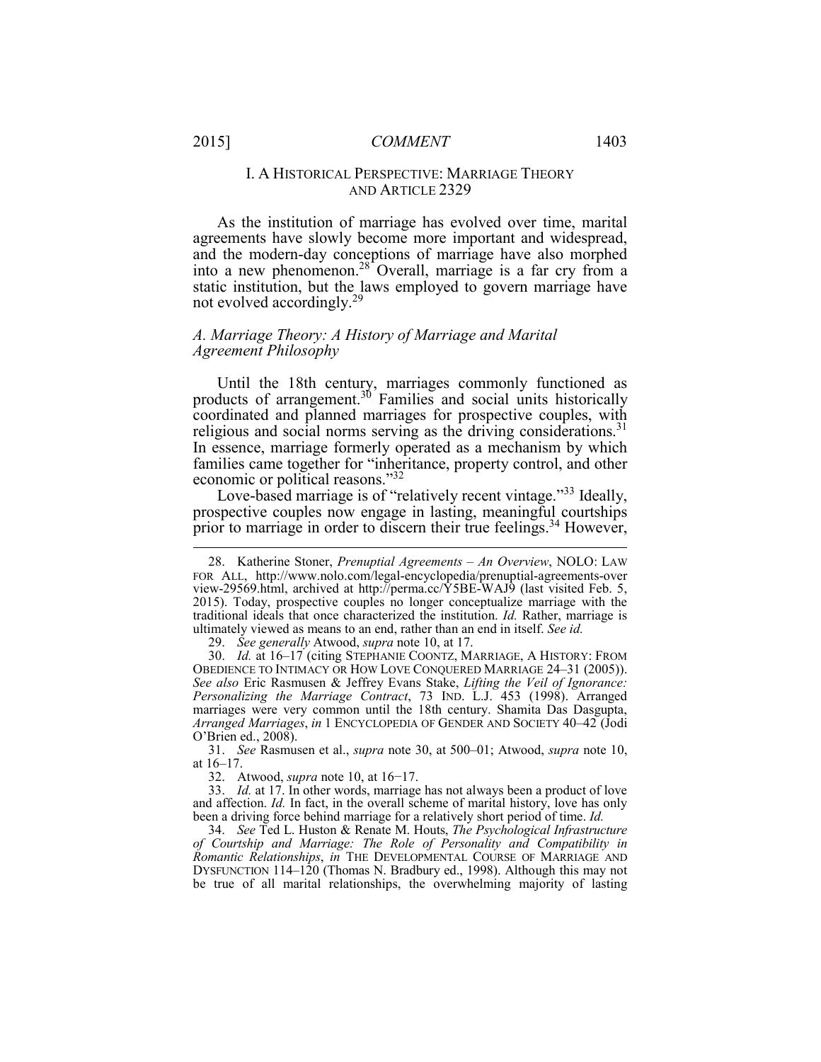## I. A HISTORICAL PERSPECTIVE: MARRIAGE THEORY AND ARTICLE 2329

As the institution of marriage has evolved over time, marital agreements have slowly become more important and widespread, and the modern-day conceptions of marriage have also morphed into a new phenomenon.[28] Overall, marriage is a far cry from a static institution, but the laws employed to govern marriage have not evolved accordingly.[29]

### *A. Marriage Theory: A History of Marriage and Marital Agreement Philosophy*

Until the 18th century, marriages commonly functioned as products of arrangement.[30] Families and social units historically coordinated and planned marriages for prospective couples, with religious and social norms serving as the driving considerations.[31] In essence, marriage formerly operated as a mechanism by which families came together for "inheritance, property control, and other economic or political reasons."[32]

Love-based marriage is of "relatively recent vintage."[33] Ideally, prospective couples now engage in lasting, meaningful courtships prior to marriage in order to discern their true feelings.[34] However,

---

28. Katherine Stoner, *Prenuptial Agreements – An Overview*, NOLO: LAW FOR ALL, http://www.nolo.com/legal-encyclopedia/prenuptial-agreements-over view-29569.html, archived at http://perma.cc/Y5BE-WAJ9 (last visited Feb. 5, 2015). Today, prospective couples no longer conceptualize marriage with the traditional ideals that once characterized the institution. *Id.* Rather, marriage is ultimately viewed as means to an end, rather than an end in itself. *See id.*

29. *See generally* Atwood, *supra* note 10, at 17.

30. *Id.* at 16–17 (citing STEPHANIE COONTZ, MARRIAGE, A HISTORY: FROM OBEDIENCE TO INTIMACY OR HOW LOVE CONQUERED MARRIAGE 24–31 (2005)). *See also* Eric Rasmusen & Jeffrey Evans Stake, *Lifting the Veil of Ignorance: Personalizing the Marriage Contract*, 73 IND. L.J. 453 (1998). Arranged marriages were very common until the 18th century. Shamita Das Dasgupta, *Arranged Marriages*, *in* 1 ENCYCLOPEDIA OF GENDER AND SOCIETY 40–42 (Jodi O'Brien ed., 2008).

31. *See* Rasmusen et al., *supra* note 30, at 500–01; Atwood, *supra* note 10, at 16–17.

32. Atwood, *supra* note 10, at 16−17.

33. *Id.* at 17. In other words, marriage has not always been a product of love and affection. *Id.* In fact, in the overall scheme of marital history, love has only been a driving force behind marriage for a relatively short period of time. *Id.*

34. *See* Ted L. Huston & Renate M. Houts, *The Psychological Infrastructure of Courtship and Marriage: The Role of Personality and Compatibility in Romantic Relationships*, *in* THE DEVELOPMENTAL COURSE OF MARRIAGE AND DYSFUNCTION 114–120 (Thomas N. Bradbury ed., 1998). Although this may not be true of all marital relationships, the overwhelming majority of lasting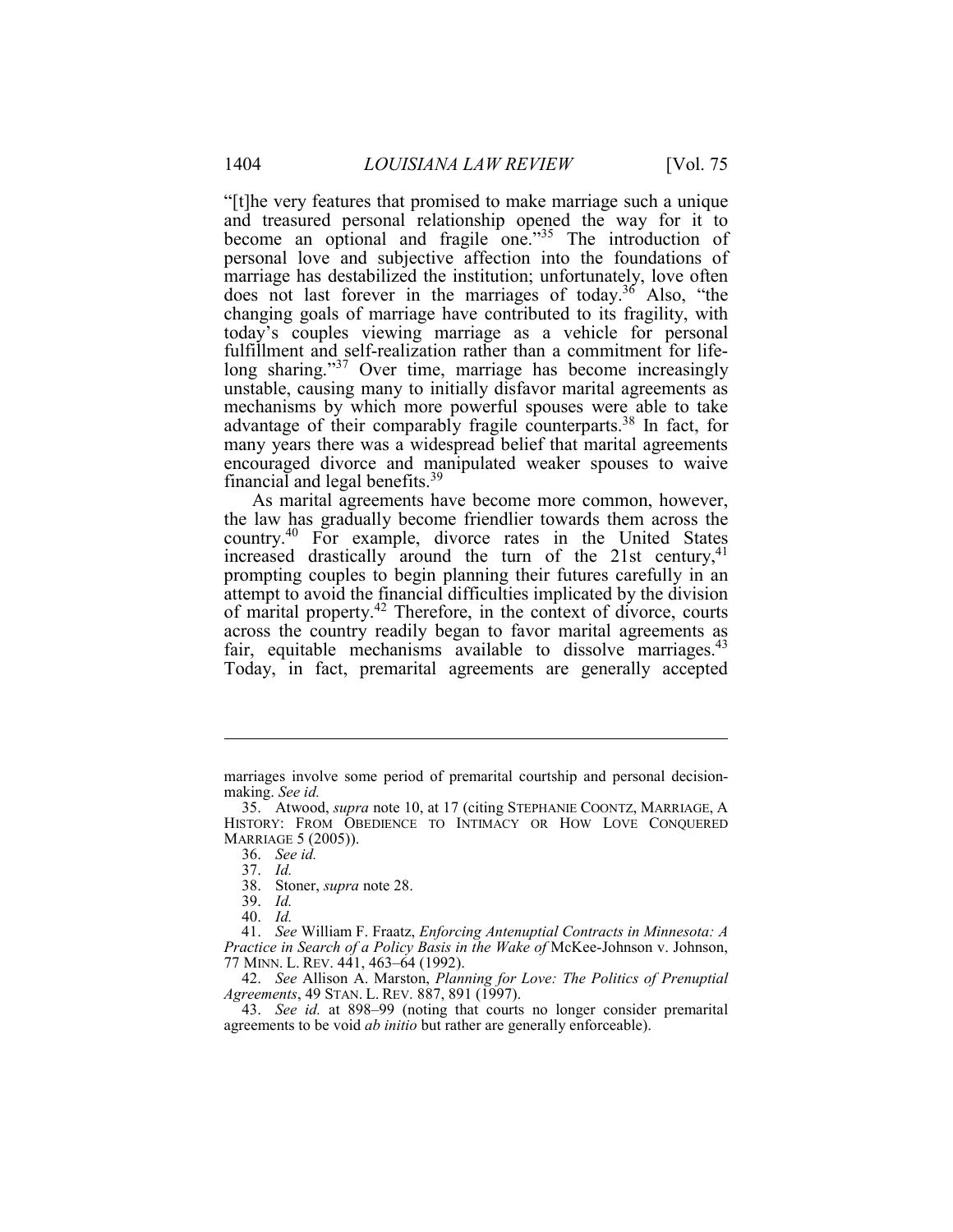"[t]he very features that promised to make marriage such a unique and treasured personal relationship opened the way for it to become an optional and fragile one."[35] The introduction of personal love and subjective affection into the foundations of marriage has destabilized the institution; unfortunately, love often does not last forever in the marriages of today.[36] Also, "the changing goals of marriage have contributed to its fragility, with today's couples viewing marriage as a vehicle for personal fulfillment and self-realization rather than a commitment for life-long sharing."[37] Over time, marriage has become increasingly unstable, causing many to initially disfavor marital agreements as mechanisms by which more powerful spouses were able to take advantage of their comparably fragile counterparts.[38] In fact, for many years there was a widespread belief that marital agreements encouraged divorce and manipulated weaker spouses to waive financial and legal benefits.[39]

As marital agreements have become more common, however, the law has gradually become friendlier towards them across the country.[40] For example, divorce rates in the United States increased drastically around the turn of the 21st century,[41] prompting couples to begin planning their futures carefully in an attempt to avoid the financial difficulties implicated by the division of marital property.[42] Therefore, in the context of divorce, courts across the country readily began to favor marital agreements as fair, equitable mechanisms available to dissolve marriages.[43] Today, in fact, premarital agreements are generally accepted

---

marriages involve some period of premarital courtship and personal decision-making. *See id.*

35. Atwood, *supra* note 10, at 17 (citing STEPHANIE COONTZ, MARRIAGE, A HISTORY: FROM OBEDIENCE TO INTIMACY OR HOW LOVE CONQUERED MARRIAGE 5 (2005)).

36. *See id.*

37. *Id.*

38. Stoner, *supra* note 28.

39. *Id.*

40. *Id.*

41. *See* William F. Fraatz, *Enforcing Antenuptial Contracts in Minnesota: A Practice in Search of a Policy Basis in the Wake of* McKee-Johnson v. Johnson, 77 MINN. L. REV. 441, 463–64 (1992).

42. *See* Allison A. Marston, *Planning for Love: The Politics of Prenuptial Agreements*, 49 STAN. L. REV. 887, 891 (1997).

43. *See id.* at 898–99 (noting that courts no longer consider premarital agreements to be void *ab initio* but rather are generally enforceable).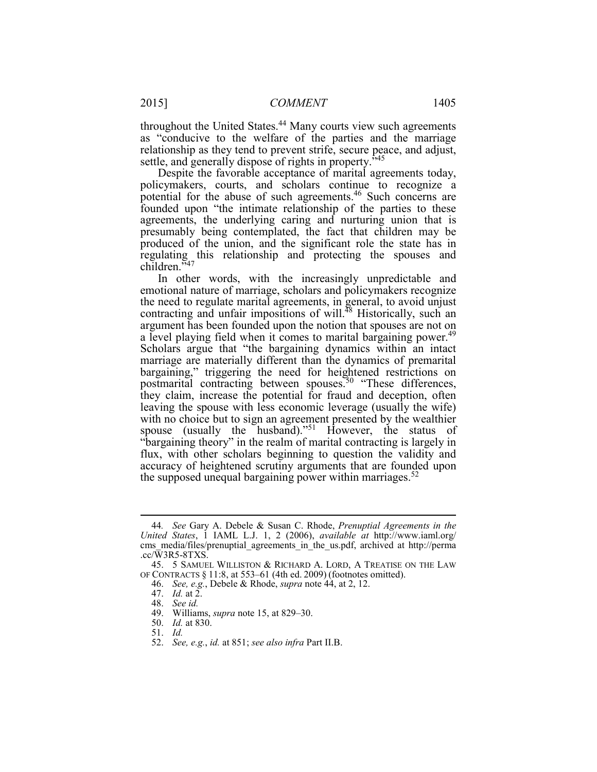throughout the United States.[44] Many courts view such agreements as "conducive to the welfare of the parties and the marriage relationship as they tend to prevent strife, secure peace, and adjust, settle, and generally dispose of rights in property."[45]

Despite the favorable acceptance of marital agreements today, policymakers, courts, and scholars continue to recognize a potential for the abuse of such agreements.[46] Such concerns are founded upon "the intimate relationship of the parties to these agreements, the underlying caring and nurturing union that is presumably being contemplated, the fact that children may be produced of the union, and the significant role the state has in regulating this relationship and protecting the spouses and children."[47]

In other words, with the increasingly unpredictable and emotional nature of marriage, scholars and policymakers recognize the need to regulate marital agreements, in general, to avoid unjust contracting and unfair impositions of will.[48] Historically, such an argument has been founded upon the notion that spouses are not on a level playing field when it comes to marital bargaining power.[49] Scholars argue that "the bargaining dynamics within an intact marriage are materially different than the dynamics of premarital bargaining," triggering the need for heightened restrictions on postmarital contracting between spouses.[50] "These differences, they claim, increase the potential for fraud and deception, often leaving the spouse with less economic leverage (usually the wife) with no choice but to sign an agreement presented by the wealthier spouse (usually the husband)."[51] However, the status of "bargaining theory" in the realm of marital contracting is largely in flux, with other scholars beginning to question the validity and accuracy of heightened scrutiny arguments that are founded upon the supposed unequal bargaining power within marriages.[52]

---

44. *See* Gary A. Debele & Susan C. Rhode, *Prenuptial Agreements in the United States*, 1 IAML L.J. 1, 2 (2006), *available at* http://www.iaml.org/cms_media/files/prenuptial_agreements_in_the_us.pdf, archived at http://perma.cc/W3R5-8TXS.

45. 5 SAMUEL WILLISTON & RICHARD A. LORD, A TREATISE ON THE LAW OF CONTRACTS § 11:8, at 553–61 (4th ed. 2009) (footnotes omitted).

46. *See, e.g.*, Debele & Rhode, *supra* note 44, at 2, 12.

47. *Id.* at 2.

48. *See id.*

49. Williams, *supra* note 15, at 829–30.

50. *Id.* at 830.

51. *Id.*

52. *See, e.g.*, *id.* at 851; *see also infra* Part II.B.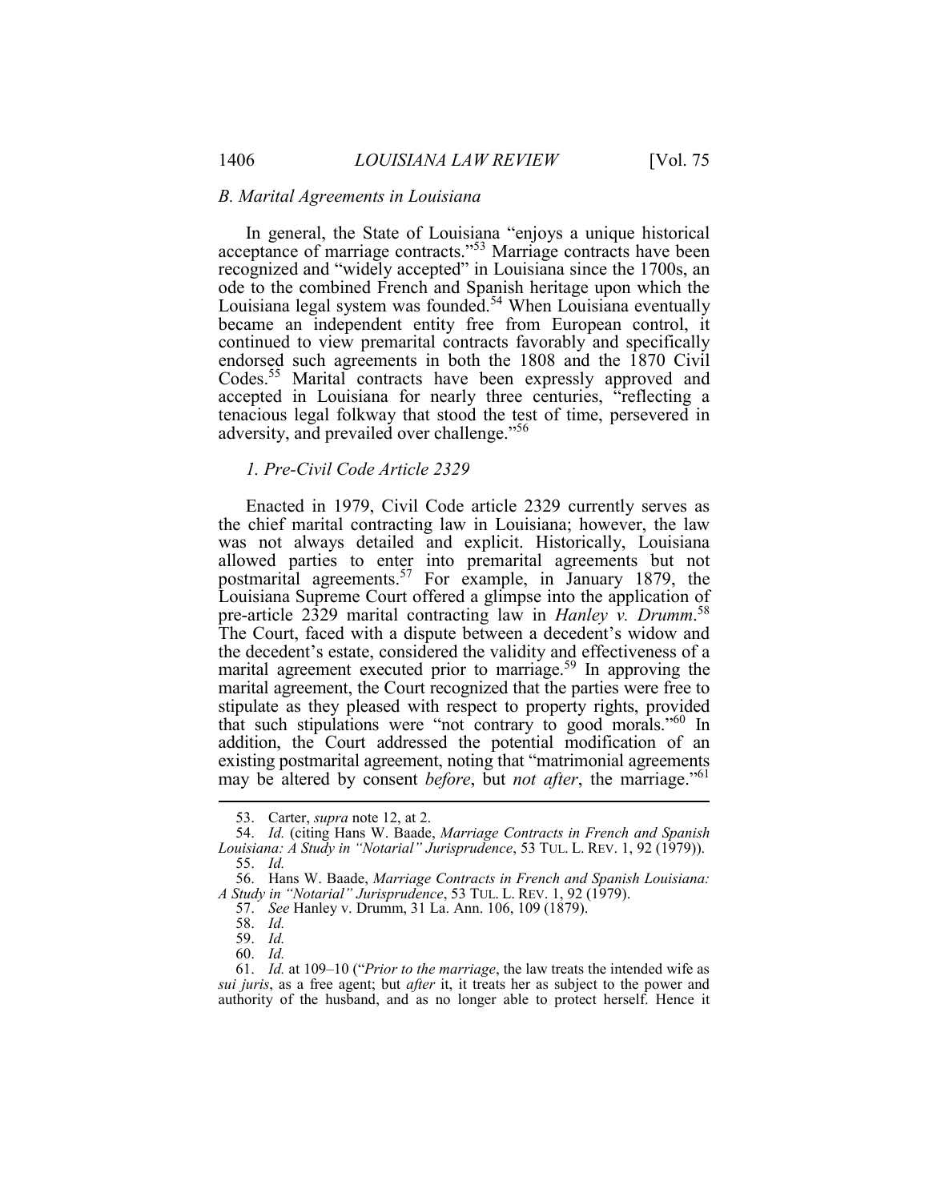### *B. Marital Agreements in Louisiana*

In general, the State of Louisiana "enjoys a unique historical acceptance of marriage contracts."[53] Marriage contracts have been recognized and "widely accepted" in Louisiana since the 1700s, an ode to the combined French and Spanish heritage upon which the Louisiana legal system was founded.[54] When Louisiana eventually became an independent entity free from European control, it continued to view premarital contracts favorably and specifically endorsed such agreements in both the 1808 and the 1870 Civil Codes.[55] Marital contracts have been expressly approved and accepted in Louisiana for nearly three centuries, "reflecting a tenacious legal folkway that stood the test of time, persevered in adversity, and prevailed over challenge."[56]

#### *1. Pre-Civil Code Article 2329*

Enacted in 1979, Civil Code article 2329 currently serves as the chief marital contracting law in Louisiana; however, the law was not always detailed and explicit. Historically, Louisiana allowed parties to enter into premarital agreements but not postmarital agreements.[57] For example, in January 1879, the Louisiana Supreme Court offered a glimpse into the application of pre-article 2329 marital contracting law in *Hanley v. Drumm*.[58] The Court, faced with a dispute between a decedent's widow and the decedent's estate, considered the validity and effectiveness of a marital agreement executed prior to marriage.[59] In approving the marital agreement, the Court recognized that the parties were free to stipulate as they pleased with respect to property rights, provided that such stipulations were "not contrary to good morals."[60] In addition, the Court addressed the potential modification of an existing postmarital agreement, noting that "matrimonial agreements may be altered by consent *before*, but *not after*, the marriage."[61]

---

53. Carter, *supra* note 12, at 2.

54. *Id.* (citing Hans W. Baade, *Marriage Contracts in French and Spanish Louisiana: A Study in "Notarial" Jurisprudence*, 53 TUL. L. REV. 1, 92 (1979)).

55. *Id.*

56. Hans W. Baade, *Marriage Contracts in French and Spanish Louisiana: A Study in "Notarial" Jurisprudence*, 53 TUL. L. REV. 1, 92 (1979).

57. *See* Hanley v. Drumm, 31 La. Ann. 106, 109 (1879).

58. *Id.*

59. *Id.*

60. *Id.*

61. *Id.* at 109–10 ("*Prior to the marriage*, the law treats the intended wife as *sui juris*, as a free agent; but *after* it, it treats her as subject to the power and authority of the husband, and as no longer able to protect herself. Hence it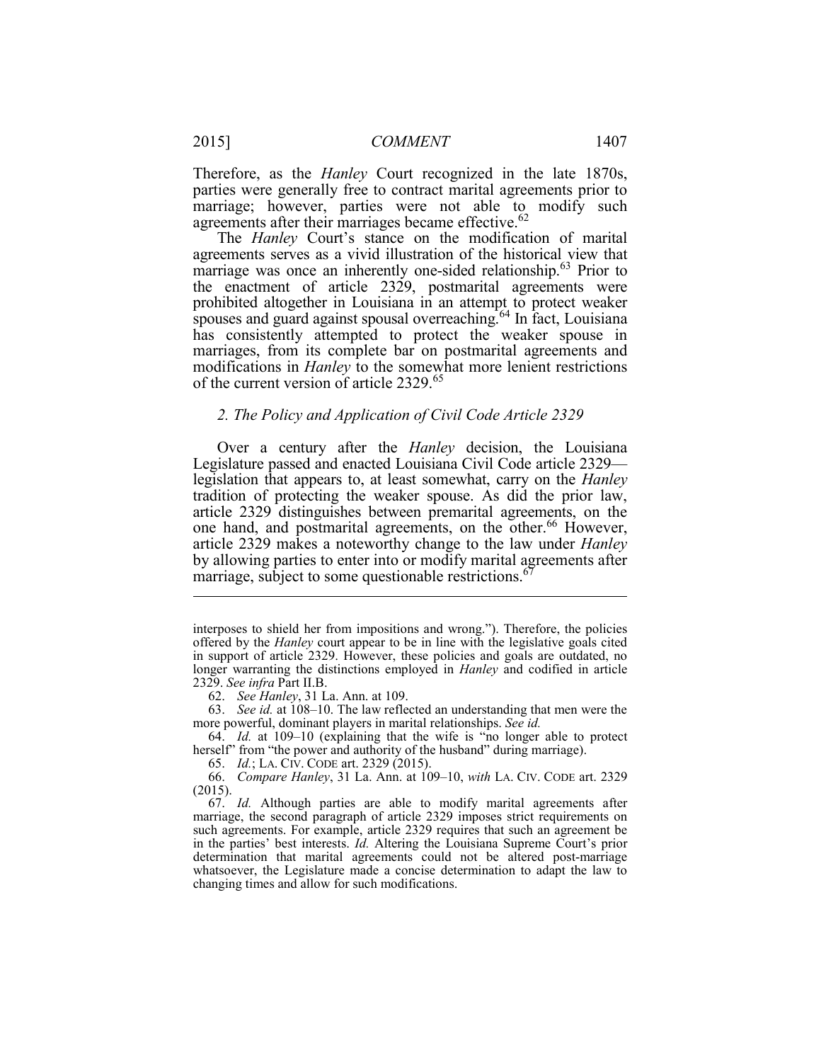Therefore, as the *Hanley* Court recognized in the late 1870s, parties were generally free to contract marital agreements prior to marriage; however, parties were not able to modify such agreements after their marriages became effective.[62]

The *Hanley* Court's stance on the modification of marital agreements serves as a vivid illustration of the historical view that marriage was once an inherently one-sided relationship.[63] Prior to the enactment of article 2329, postmarital agreements were prohibited altogether in Louisiana in an attempt to protect weaker spouses and guard against spousal overreaching.[64] In fact, Louisiana has consistently attempted to protect the weaker spouse in marriages, from its complete bar on postmarital agreements and modifications in *Hanley* to the somewhat more lenient restrictions of the current version of article 2329.[65]

### *2. The Policy and Application of Civil Code Article 2329*

Over a century after the *Hanley* decision, the Louisiana Legislature passed and enacted Louisiana Civil Code article 2329—legislation that appears to, at least somewhat, carry on the *Hanley* tradition of protecting the weaker spouse. As did the prior law, article 2329 distinguishes between premarital agreements, on the one hand, and postmarital agreements, on the other.[66] However, article 2329 makes a noteworthy change to the law under *Hanley* by allowing parties to enter into or modify marital agreements after marriage, subject to some questionable restrictions.[67]

---

interposes to shield her from impositions and wrong."). Therefore, the policies offered by the *Hanley* court appear to be in line with the legislative goals cited in support of article 2329. However, these policies and goals are outdated, no longer warranting the distinctions employed in *Hanley* and codified in article 2329. *See infra* Part II.B.

62. *See Hanley*, 31 La. Ann. at 109.

63. *See id.* at 108–10. The law reflected an understanding that men were the more powerful, dominant players in marital relationships. *See id.*

64. *Id.* at 109–10 (explaining that the wife is "no longer able to protect herself" from "the power and authority of the husband" during marriage).

65. *Id.*; LA. CIV. CODE art. 2329 (2015).

66. *Compare Hanley*, 31 La. Ann. at 109–10, *with* LA. CIV. CODE art. 2329 (2015).

67. *Id.* Although parties are able to modify marital agreements after marriage, the second paragraph of article 2329 imposes strict requirements on such agreements. For example, article 2329 requires that such an agreement be in the parties' best interests. *Id.* Altering the Louisiana Supreme Court's prior determination that marital agreements could not be altered post-marriage whatsoever, the Legislature made a concise determination to adapt the law to changing times and allow for such modifications.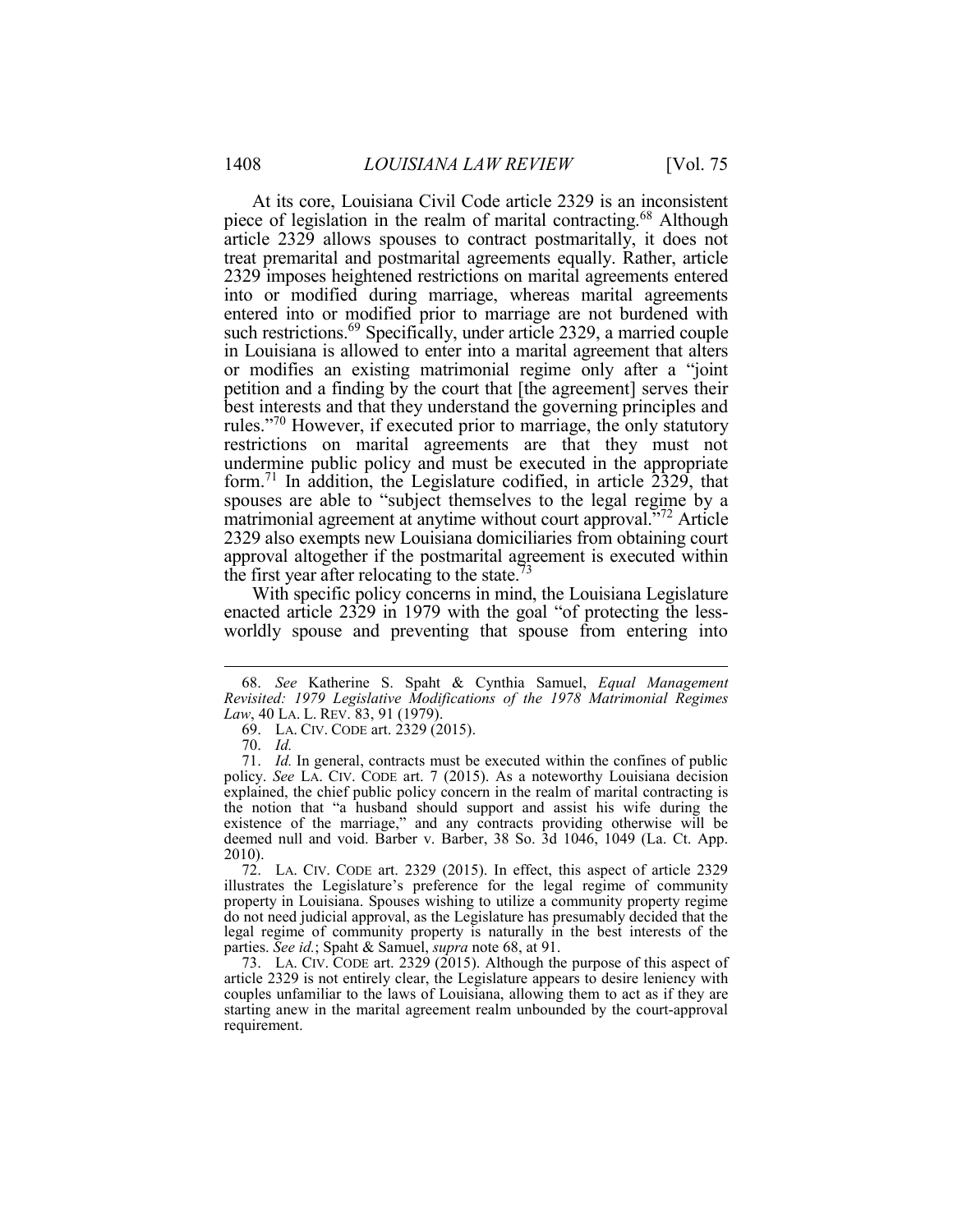At its core, Louisiana Civil Code article 2329 is an inconsistent piece of legislation in the realm of marital contracting.[68] Although article 2329 allows spouses to contract postmaritally, it does not treat premarital and postmarital agreements equally. Rather, article 2329 imposes heightened restrictions on marital agreements entered into or modified during marriage, whereas marital agreements entered into or modified prior to marriage are not burdened with such restrictions.[69] Specifically, under article 2329, a married couple in Louisiana is allowed to enter into a marital agreement that alters or modifies an existing matrimonial regime only after a "joint petition and a finding by the court that [the agreement] serves their best interests and that they understand the governing principles and rules."[70] However, if executed prior to marriage, the only statutory restrictions on marital agreements are that they must not undermine public policy and must be executed in the appropriate form.[71] In addition, the Legislature codified, in article 2329, that spouses are able to "subject themselves to the legal regime by a matrimonial agreement at anytime without court approval."[72] Article 2329 also exempts new Louisiana domiciliaries from obtaining court approval altogether if the postmarital agreement is executed within the first year after relocating to the state.[73]

With specific policy concerns in mind, the Louisiana Legislature enacted article 2329 in 1979 with the goal "of protecting the less-worldly spouse and preventing that spouse from entering into

---

68. *See* Katherine S. Spaht & Cynthia Samuel, *Equal Management Revisited: 1979 Legislative Modifications of the 1978 Matrimonial Regimes Law*, 40 LA. L. REV. 83, 91 (1979).

69. LA. CIV. CODE art. 2329 (2015).

70. *Id.*

71. *Id.* In general, contracts must be executed within the confines of public policy. *See* LA. CIV. CODE art. 7 (2015). As a noteworthy Louisiana decision explained, the chief public policy concern in the realm of marital contracting is the notion that "a husband should support and assist his wife during the existence of the marriage," and any contracts providing otherwise will be deemed null and void. Barber v. Barber, 38 So. 3d 1046, 1049 (La. Ct. App. 2010).

72. LA. CIV. CODE art. 2329 (2015). In effect, this aspect of article 2329 illustrates the Legislature's preference for the legal regime of community property in Louisiana. Spouses wishing to utilize a community property regime do not need judicial approval, as the Legislature has presumably decided that the legal regime of community property is naturally in the best interests of the parties. *See id.*; Spaht & Samuel, *supra* note 68, at 91.

73. LA. CIV. CODE art. 2329 (2015). Although the purpose of this aspect of article 2329 is not entirely clear, the Legislature appears to desire leniency with couples unfamiliar to the laws of Louisiana, allowing them to act as if they are starting anew in the marital agreement realm unbounded by the court-approval requirement.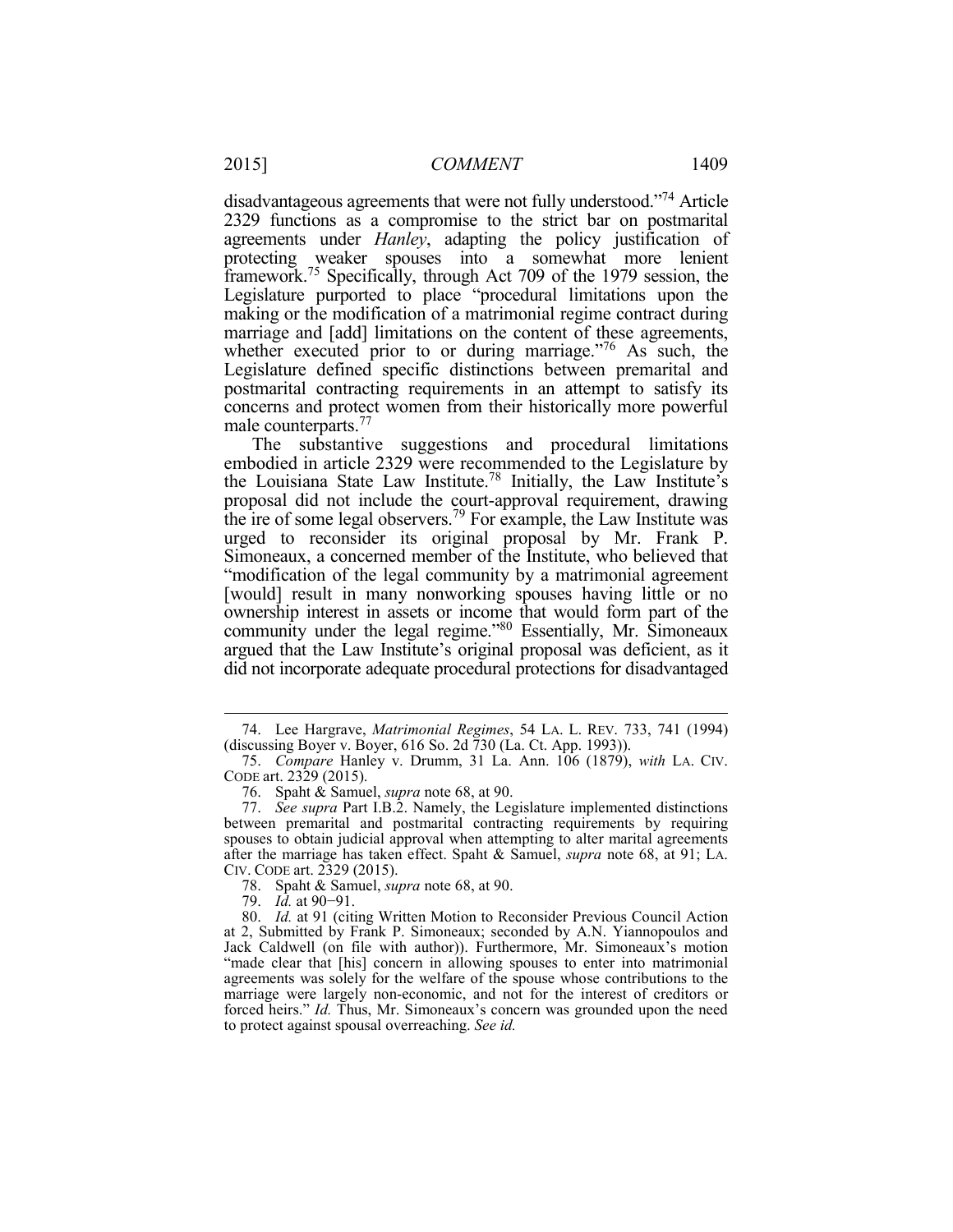disadvantageous agreements that were not fully understood."[74] Article 2329 functions as a compromise to the strict bar on postmarital agreements under *Hanley*, adapting the policy justification of protecting weaker spouses into a somewhat more lenient framework.[75] Specifically, through Act 709 of the 1979 session, the Legislature purported to place "procedural limitations upon the making or the modification of a matrimonial regime contract during marriage and [add] limitations on the content of these agreements, whether executed prior to or during marriage."[76] As such, the Legislature defined specific distinctions between premarital and postmarital contracting requirements in an attempt to satisfy its concerns and protect women from their historically more powerful male counterparts.[77]

The substantive suggestions and procedural limitations embodied in article 2329 were recommended to the Legislature by the Louisiana State Law Institute.[78] Initially, the Law Institute's proposal did not include the court-approval requirement, drawing the ire of some legal observers.[79] For example, the Law Institute was urged to reconsider its original proposal by Mr. Frank P. Simoneaux, a concerned member of the Institute, who believed that "modification of the legal community by a matrimonial agreement [would] result in many nonworking spouses having little or no ownership interest in assets or income that would form part of the community under the legal regime."[80] Essentially, Mr. Simoneaux argued that the Law Institute's original proposal was deficient, as it did not incorporate adequate procedural protections for disadvantaged

---

74. Lee Hargrave, *Matrimonial Regimes*, 54 LA. L. REV. 733, 741 (1994) (discussing Boyer v. Boyer, 616 So. 2d 730 (La. Ct. App. 1993)).

75. *Compare* Hanley v. Drumm, 31 La. Ann. 106 (1879), *with* LA. CIV. CODE art. 2329 (2015).

76. Spaht & Samuel, *supra* note 68, at 90.

77. *See supra* Part I.B.2. Namely, the Legislature implemented distinctions between premarital and postmarital contracting requirements by requiring spouses to obtain judicial approval when attempting to alter marital agreements after the marriage has taken effect. Spaht & Samuel, *supra* note 68, at 91; LA. CIV. CODE art. 2329 (2015).

78. Spaht & Samuel, *supra* note 68, at 90.

79. *Id.* at 90−91.

80. *Id.* at 91 (citing Written Motion to Reconsider Previous Council Action at 2, Submitted by Frank P. Simoneaux; seconded by A.N. Yiannopoulos and Jack Caldwell (on file with author)). Furthermore, Mr. Simoneaux's motion "made clear that [his] concern in allowing spouses to enter into matrimonial agreements was solely for the welfare of the spouse whose contributions to the marriage were largely non-economic, and not for the interest of creditors or forced heirs." *Id.* Thus, Mr. Simoneaux's concern was grounded upon the need to protect against spousal overreaching. *See id.*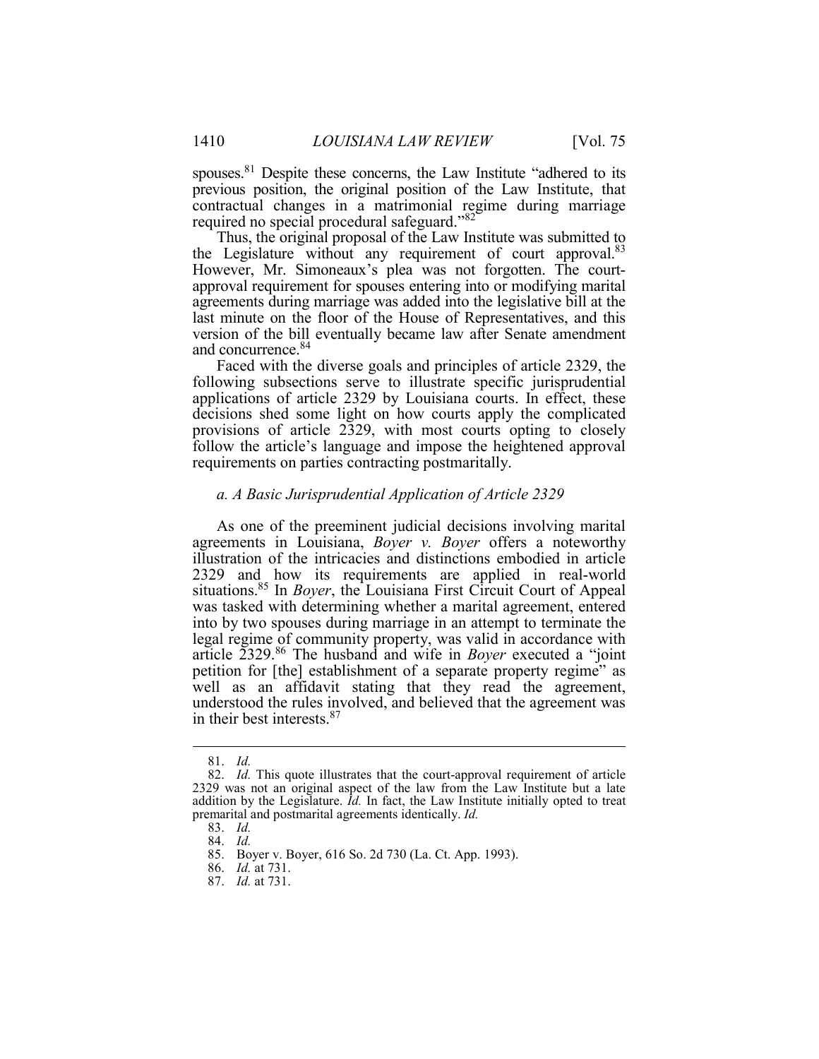spouses.[81] Despite these concerns, the Law Institute "adhered to its previous position, the original position of the Law Institute, that contractual changes in a matrimonial regime during marriage required no special procedural safeguard."[82]

Thus, the original proposal of the Law Institute was submitted to the Legislature without any requirement of court approval.[83] However, Mr. Simoneaux's plea was not forgotten. The court-approval requirement for spouses entering into or modifying marital agreements during marriage was added into the legislative bill at the last minute on the floor of the House of Representatives, and this version of the bill eventually became law after Senate amendment and concurrence.[84]

Faced with the diverse goals and principles of article 2329, the following subsections serve to illustrate specific jurisprudential applications of article 2329 by Louisiana courts. In effect, these decisions shed some light on how courts apply the complicated provisions of article 2329, with most courts opting to closely follow the article's language and impose the heightened approval requirements on parties contracting postmaritally.

*a. A Basic Jurisprudential Application of Article 2329*

As one of the preeminent judicial decisions involving marital agreements in Louisiana, *Boyer v. Boyer* offers a noteworthy illustration of the intricacies and distinctions embodied in article 2329 and how its requirements are applied in real-world situations.[85] In *Boyer*, the Louisiana First Circuit Court of Appeal was tasked with determining whether a marital agreement, entered into by two spouses during marriage in an attempt to terminate the legal regime of community property, was valid in accordance with article 2329.[86] The husband and wife in *Boyer* executed a "joint petition for [the] establishment of a separate property regime" as well as an affidavit stating that they read the agreement, understood the rules involved, and believed that the agreement was in their best interests.[87]

---

81. *Id.*

82. *Id.* This quote illustrates that the court-approval requirement of article 2329 was not an original aspect of the law from the Law Institute but a late addition by the Legislature. *Id.* In fact, the Law Institute initially opted to treat premarital and postmarital agreements identically. *Id.*

83. *Id.*

84. *Id.*

85. Boyer v. Boyer, 616 So. 2d 730 (La. Ct. App. 1993).

86. *Id.* at 731.

87. *Id.* at 731.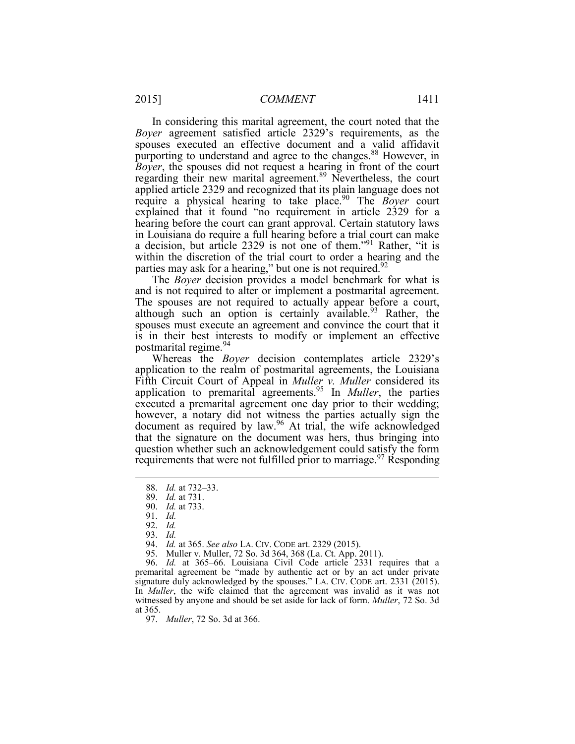In considering this marital agreement, the court noted that the *Boyer* agreement satisfied article 2329's requirements, as the spouses executed an effective document and a valid affidavit purporting to understand and agree to the changes.[88] However, in *Boyer*, the spouses did not request a hearing in front of the court regarding their new marital agreement.[89] Nevertheless, the court applied article 2329 and recognized that its plain language does not require a physical hearing to take place.[90] The *Boyer* court explained that it found "no requirement in article 2329 for a hearing before the court can grant approval. Certain statutory laws in Louisiana do require a full hearing before a trial court can make a decision, but article 2329 is not one of them."[91] Rather, "it is within the discretion of the trial court to order a hearing and the parties may ask for a hearing," but one is not required.[92]

The *Boyer* decision provides a model benchmark for what is and is not required to alter or implement a postmarital agreement. The spouses are not required to actually appear before a court, although such an option is certainly available.[93] Rather, the spouses must execute an agreement and convince the court that it is in their best interests to modify or implement an effective postmarital regime.[94]

Whereas the *Boyer* decision contemplates article 2329's application to the realm of postmarital agreements, the Louisiana Fifth Circuit Court of Appeal in *Muller v. Muller* considered its application to premarital agreements.[95] In *Muller*, the parties executed a premarital agreement one day prior to their wedding; however, a notary did not witness the parties actually sign the document as required by law.[96] At trial, the wife acknowledged that the signature on the document was hers, thus bringing into question whether such an acknowledgement could satisfy the form requirements that were not fulfilled prior to marriage.[97] Responding

---

88. *Id.* at 732–33.
89. *Id.* at 731.
90. *Id.* at 733.
91. *Id.*
92. *Id.*
93. *Id.*
94. *Id.* at 365. *See also* LA. CIV. CODE art. 2329 (2015).
95. Muller v. Muller, 72 So. 3d 364, 368 (La. Ct. App. 2011).
96. *Id.* at 365–66. Louisiana Civil Code article 2331 requires that a premarital agreement be "made by authentic act or by an act under private signature duly acknowledged by the spouses." LA. CIV. CODE art. 2331 (2015). In *Muller*, the wife claimed that the agreement was invalid as it was not witnessed by anyone and should be set aside for lack of form. *Muller*, 72 So. 3d at 365.
97. *Muller*, 72 So. 3d at 366.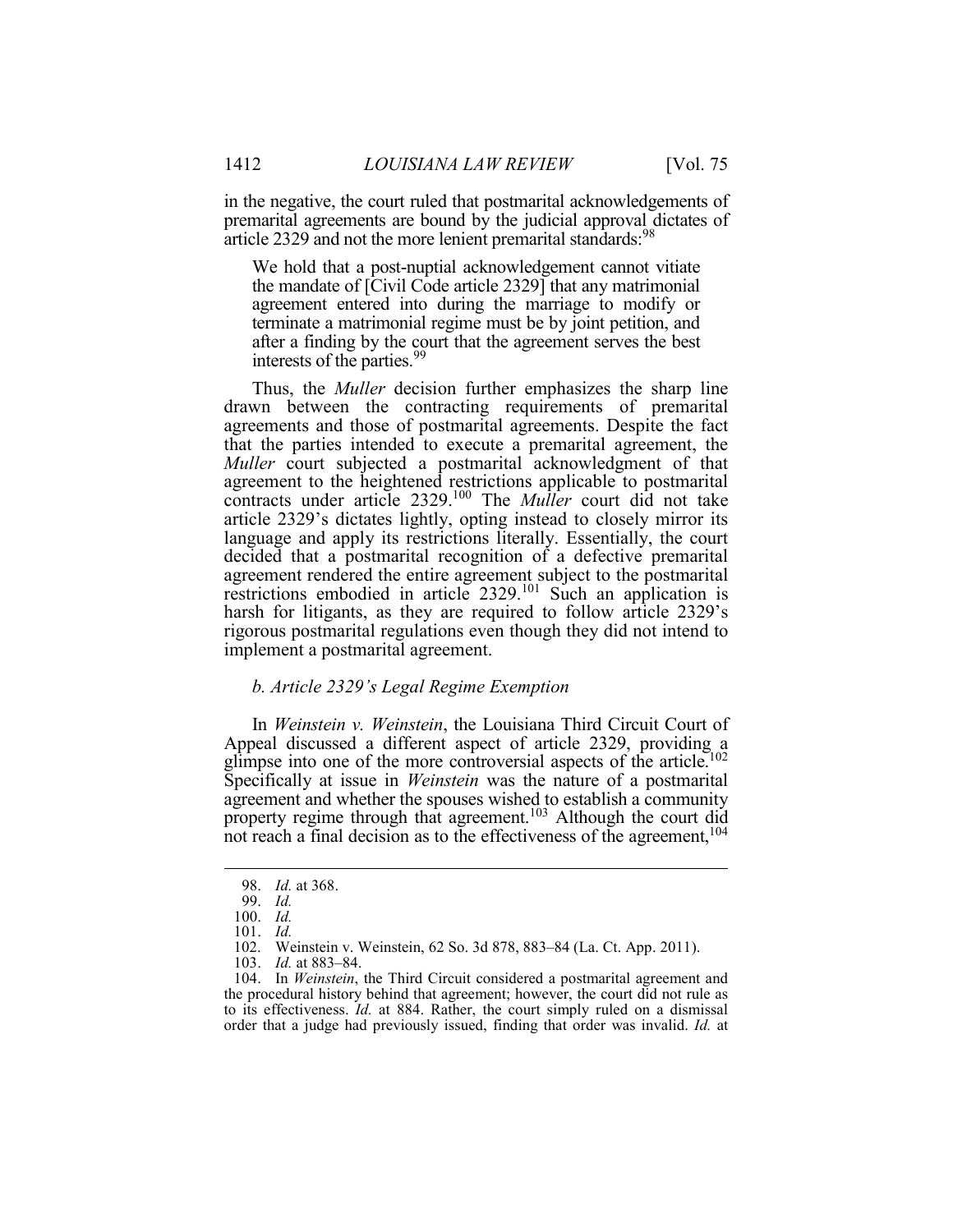in the negative, the court ruled that postmarital acknowledgements of premarital agreements are bound by the judicial approval dictates of article 2329 and not the more lenient premarital standards:[98]

> We hold that a post-nuptial acknowledgement cannot vitiate the mandate of [Civil Code article 2329] that any matrimonial agreement entered into during the marriage to modify or terminate a matrimonial regime must be by joint petition, and after a finding by the court that the agreement serves the best interests of the parties.[99]

Thus, the *Muller* decision further emphasizes the sharp line drawn between the contracting requirements of premarital agreements and those of postmarital agreements. Despite the fact that the parties intended to execute a premarital agreement, the *Muller* court subjected a postmarital acknowledgment of that agreement to the heightened restrictions applicable to postmarital contracts under article 2329.[100] The *Muller* court did not take article 2329's dictates lightly, opting instead to closely mirror its language and apply its restrictions literally. Essentially, the court decided that a postmarital recognition of a defective premarital agreement rendered the entire agreement subject to the postmarital restrictions embodied in article 2329.[101] Such an application is harsh for litigants, as they are required to follow article 2329's rigorous postmarital regulations even though they did not intend to implement a postmarital agreement.

### *b. Article 2329's Legal Regime Exemption*

In *Weinstein v. Weinstein*, the Louisiana Third Circuit Court of Appeal discussed a different aspect of article 2329, providing a glimpse into one of the more controversial aspects of the article.[102] Specifically at issue in *Weinstein* was the nature of a postmarital agreement and whether the spouses wished to establish a community property regime through that agreement.[103] Although the court did not reach a final decision as to the effectiveness of the agreement,[104]

---

98. *Id.* at 368.

99. *Id.*

100. *Id.*

101. *Id.*

102. Weinstein v. Weinstein, 62 So. 3d 878, 883–84 (La. Ct. App. 2011).

103. *Id.* at 883–84.

104. In *Weinstein*, the Third Circuit considered a postmarital agreement and the procedural history behind that agreement; however, the court did not rule as to its effectiveness. *Id.* at 884. Rather, the court simply ruled on a dismissal order that a judge had previously issued, finding that order was invalid. *Id.* at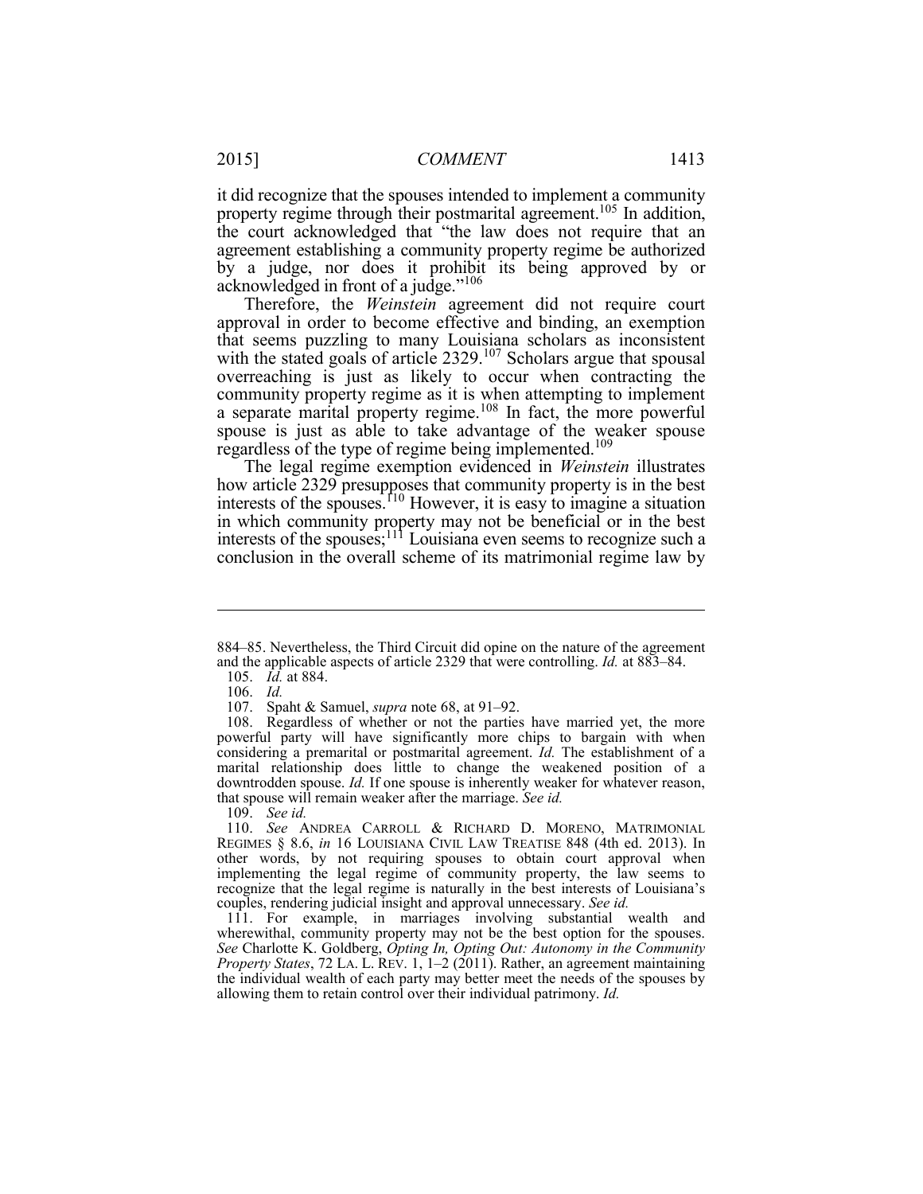it did recognize that the spouses intended to implement a community property regime through their postmarital agreement.[105] In addition, the court acknowledged that "the law does not require that an agreement establishing a community property regime be authorized by a judge, nor does it prohibit its being approved by or acknowledged in front of a judge."[106]

Therefore, the *Weinstein* agreement did not require court approval in order to become effective and binding, an exemption that seems puzzling to many Louisiana scholars as inconsistent with the stated goals of article 2329.[107] Scholars argue that spousal overreaching is just as likely to occur when contracting the community property regime as it is when attempting to implement a separate marital property regime.[108] In fact, the more powerful spouse is just as able to take advantage of the weaker spouse regardless of the type of regime being implemented.[109]

The legal regime exemption evidenced in *Weinstein* illustrates how article 2329 presupposes that community property is in the best interests of the spouses.[110] However, it is easy to imagine a situation in which community property may not be beneficial or in the best interests of the spouses;[111] Louisiana even seems to recognize such a conclusion in the overall scheme of its matrimonial regime law by

---

884–85. Nevertheless, the Third Circuit did opine on the nature of the agreement and the applicable aspects of article 2329 that were controlling. *Id.* at 883–84.

105. *Id.* at 884.

106. *Id.*

107. Spaht & Samuel, *supra* note 68, at 91–92.

108. Regardless of whether or not the parties have married yet, the more powerful party will have significantly more chips to bargain with when considering a premarital or postmarital agreement. *Id.* The establishment of a marital relationship does little to change the weakened position of a downtrodden spouse. *Id.* If one spouse is inherently weaker for whatever reason, that spouse will remain weaker after the marriage. *See id.*

109. *See id.*

110. *See* ANDREA CARROLL & RICHARD D. MORENO, MATRIMONIAL REGIMES § 8.6, *in* 16 LOUISIANA CIVIL LAW TREATISE 848 (4th ed. 2013). In other words, by not requiring spouses to obtain court approval when implementing the legal regime of community property, the law seems to recognize that the legal regime is naturally in the best interests of Louisiana's couples, rendering judicial insight and approval unnecessary. *See id.*

111. For example, in marriages involving substantial wealth and wherewithal, community property may not be the best option for the spouses. *See* Charlotte K. Goldberg, *Opting In, Opting Out: Autonomy in the Community Property States*, 72 LA. L. REV. 1, 1–2 (2011). Rather, an agreement maintaining the individual wealth of each party may better meet the needs of the spouses by allowing them to retain control over their individual patrimony. *Id.*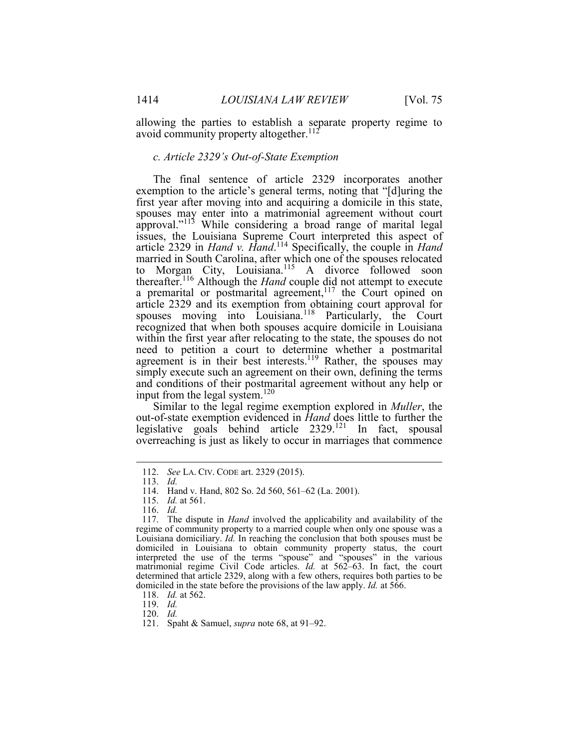allowing the parties to establish a separate property regime to avoid community property altogether.[112]

### *c. Article 2329's Out-of-State Exemption*

The final sentence of article 2329 incorporates another exemption to the article's general terms, noting that "[d]uring the first year after moving into and acquiring a domicile in this state, spouses may enter into a matrimonial agreement without court approval."[113] While considering a broad range of marital legal issues, the Louisiana Supreme Court interpreted this aspect of article 2329 in *Hand v. Hand*.[114] Specifically, the couple in *Hand* married in South Carolina, after which one of the spouses relocated to Morgan City, Louisiana.[115] A divorce followed soon thereafter.[116] Although the *Hand* couple did not attempt to execute a premarital or postmarital agreement,[117] the Court opined on article 2329 and its exemption from obtaining court approval for spouses moving into Louisiana.[118] Particularly, the Court recognized that when both spouses acquire domicile in Louisiana within the first year after relocating to the state, the spouses do not need to petition a court to determine whether a postmarital agreement is in their best interests.[119] Rather, the spouses may simply execute such an agreement on their own, defining the terms and conditions of their postmarital agreement without any help or input from the legal system.[120]

Similar to the legal regime exemption explored in *Muller*, the out-of-state exemption evidenced in *Hand* does little to further the legislative goals behind article 2329.[121] In fact, spousal overreaching is just as likely to occur in marriages that commence

---

112. *See* LA. CIV. CODE art. 2329 (2015).

113. *Id.*

114. Hand v. Hand, 802 So. 2d 560, 561–62 (La. 2001).

115. *Id.* at 561.

116. *Id.*

117. The dispute in *Hand* involved the applicability and availability of the regime of community property to a married couple when only one spouse was a Louisiana domiciliary. *Id.* In reaching the conclusion that both spouses must be domiciled in Louisiana to obtain community property status, the court interpreted the use of the terms "spouse" and "spouses" in the various matrimonial regime Civil Code articles. *Id.* at 562–63. In fact, the court determined that article 2329, along with a few others, requires both parties to be domiciled in the state before the provisions of the law apply. *Id.* at 566.

118. *Id.* at 562.

119. *Id.*

120. *Id.*

121. Spaht & Samuel, *supra* note 68, at 91–92.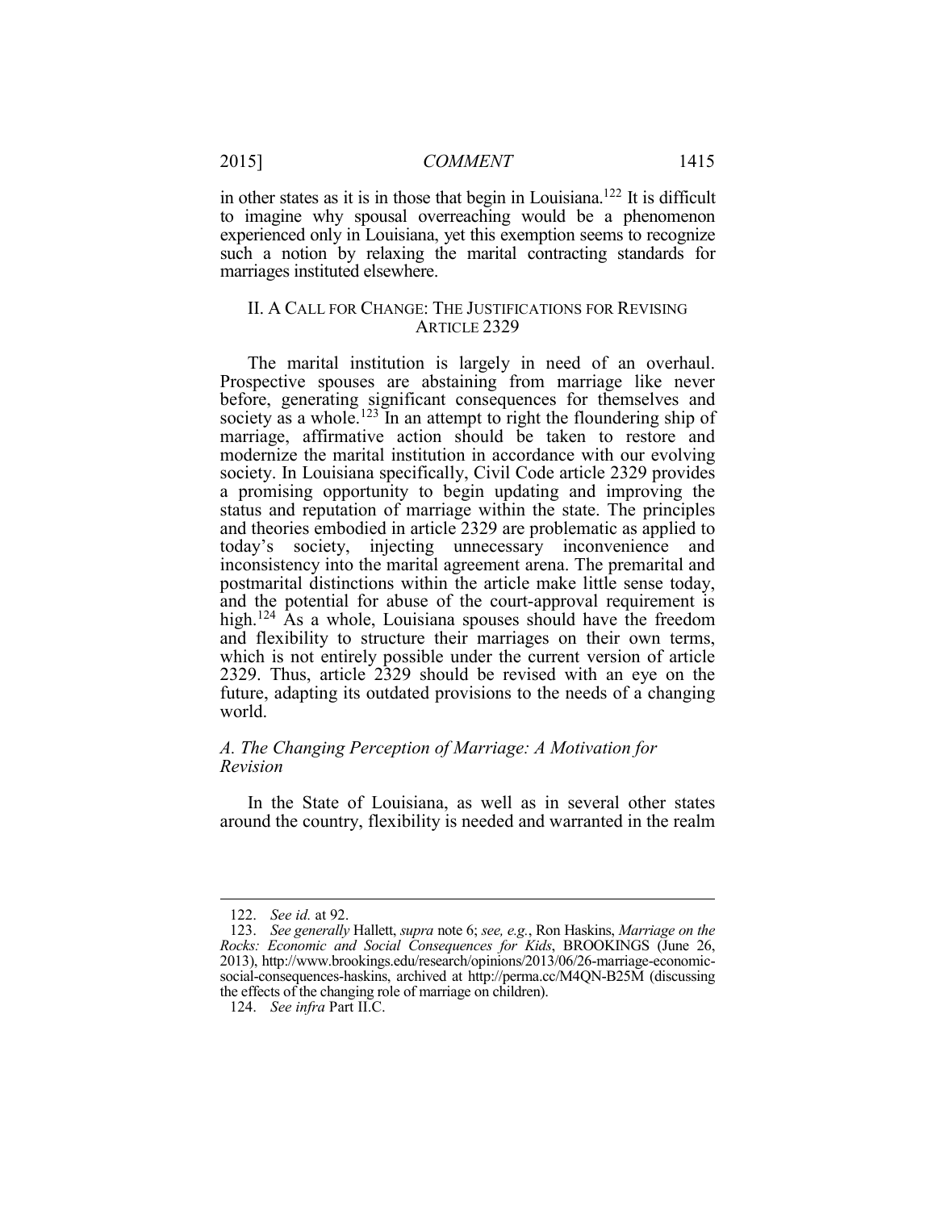in other states as it is in those that begin in Louisiana.[122] It is difficult to imagine why spousal overreaching would be a phenomenon experienced only in Louisiana, yet this exemption seems to recognize such a notion by relaxing the marital contracting standards for marriages instituted elsewhere.

## II. A CALL FOR CHANGE: THE JUSTIFICATIONS FOR REVISING ARTICLE 2329

The marital institution is largely in need of an overhaul. Prospective spouses are abstaining from marriage like never before, generating significant consequences for themselves and society as a whole.[123] In an attempt to right the floundering ship of marriage, affirmative action should be taken to restore and modernize the marital institution in accordance with our evolving society. In Louisiana specifically, Civil Code article 2329 provides a promising opportunity to begin updating and improving the status and reputation of marriage within the state. The principles and theories embodied in article 2329 are problematic as applied to today's society, injecting unnecessary inconvenience and inconsistency into the marital agreement arena. The premarital and postmarital distinctions within the article make little sense today, and the potential for abuse of the court-approval requirement is high.[124] As a whole, Louisiana spouses should have the freedom and flexibility to structure their marriages on their own terms, which is not entirely possible under the current version of article 2329. Thus, article 2329 should be revised with an eye on the future, adapting its outdated provisions to the needs of a changing world.

### *A. The Changing Perception of Marriage: A Motivation for Revision*

In the State of Louisiana, as well as in several other states around the country, flexibility is needed and warranted in the realm

---

122. *See id.* at 92.

123. *See generally* Hallett, *supra* note 6; *see, e.g.*, Ron Haskins, *Marriage on the Rocks: Economic and Social Consequences for Kids*, BROOKINGS (June 26, 2013), http://www.brookings.edu/research/opinions/2013/06/26-marriage-economic-social-consequences-haskins, archived at http://perma.cc/M4QN-B25M (discussing the effects of the changing role of marriage on children).

124. *See infra* Part II.C.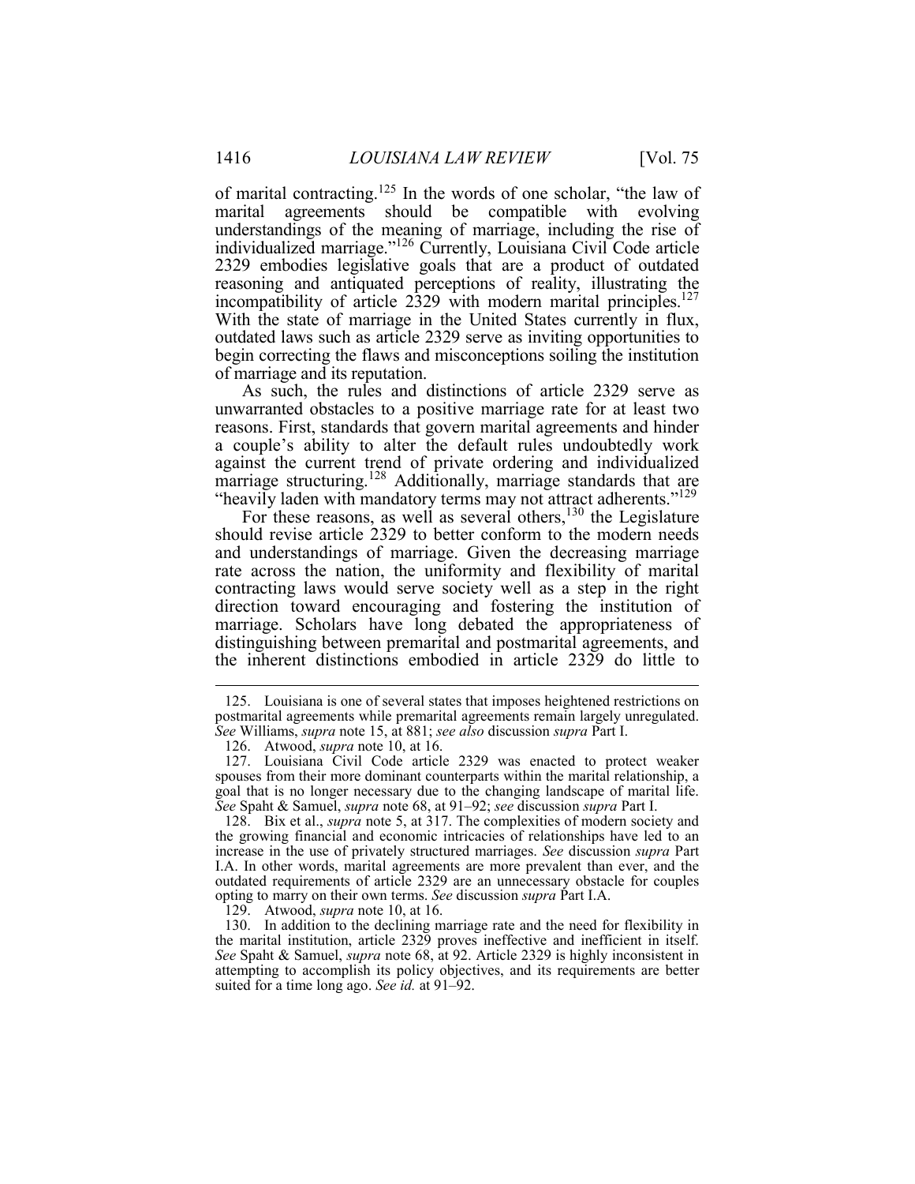of marital contracting.[125] In the words of one scholar, "the law of marital agreements should be compatible with evolving understandings of the meaning of marriage, including the rise of individualized marriage."[126] Currently, Louisiana Civil Code article 2329 embodies legislative goals that are a product of outdated reasoning and antiquated perceptions of reality, illustrating the incompatibility of article 2329 with modern marital principles.[127] With the state of marriage in the United States currently in flux, outdated laws such as article 2329 serve as inviting opportunities to begin correcting the flaws and misconceptions soiling the institution of marriage and its reputation.

As such, the rules and distinctions of article 2329 serve as unwarranted obstacles to a positive marriage rate for at least two reasons. First, standards that govern marital agreements and hinder a couple's ability to alter the default rules undoubtedly work against the current trend of private ordering and individualized marriage structuring.[128] Additionally, marriage standards that are "heavily laden with mandatory terms may not attract adherents."[129]

For these reasons, as well as several others,[130] the Legislature should revise article 2329 to better conform to the modern needs and understandings of marriage. Given the decreasing marriage rate across the nation, the uniformity and flexibility of marital contracting laws would serve society well as a step in the right direction toward encouraging and fostering the institution of marriage. Scholars have long debated the appropriateness of distinguishing between premarital and postmarital agreements, and the inherent distinctions embodied in article 2329 do little to

---

125. Louisiana is one of several states that imposes heightened restrictions on postmarital agreements while premarital agreements remain largely unregulated. *See* Williams, *supra* note 15, at 881; *see also* discussion *supra* Part I.

126. Atwood, *supra* note 10, at 16.

127. Louisiana Civil Code article 2329 was enacted to protect weaker spouses from their more dominant counterparts within the marital relationship, a goal that is no longer necessary due to the changing landscape of marital life. *See* Spaht & Samuel, *supra* note 68, at 91–92; *see* discussion *supra* Part I.

128. Bix et al., *supra* note 5, at 317. The complexities of modern society and the growing financial and economic intricacies of relationships have led to an increase in the use of privately structured marriages. *See* discussion *supra* Part I.A. In other words, marital agreements are more prevalent than ever, and the outdated requirements of article 2329 are an unnecessary obstacle for couples opting to marry on their own terms. *See* discussion *supra* Part I.A.

129. Atwood, *supra* note 10, at 16.

130. In addition to the declining marriage rate and the need for flexibility in the marital institution, article 2329 proves ineffective and inefficient in itself. *See* Spaht & Samuel, *supra* note 68, at 92. Article 2329 is highly inconsistent in attempting to accomplish its policy objectives, and its requirements are better suited for a time long ago. *See id.* at 91–92.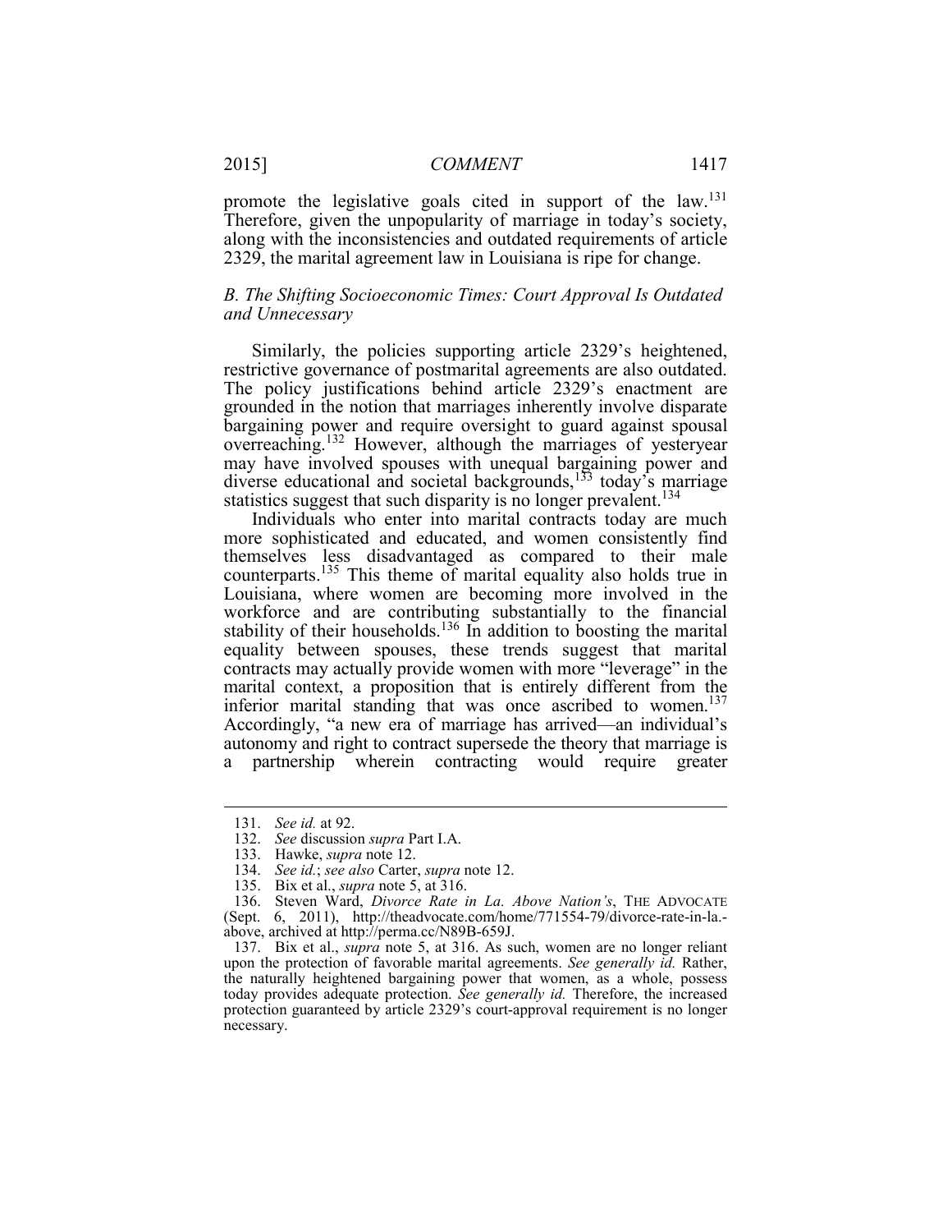promote the legislative goals cited in support of the law.[131] Therefore, given the unpopularity of marriage in today's society, along with the inconsistencies and outdated requirements of article 2329, the marital agreement law in Louisiana is ripe for change.

### *B. The Shifting Socioeconomic Times: Court Approval Is Outdated and Unnecessary*

Similarly, the policies supporting article 2329's heightened, restrictive governance of postmarital agreements are also outdated. The policy justifications behind article 2329's enactment are grounded in the notion that marriages inherently involve disparate bargaining power and require oversight to guard against spousal overreaching.[132] However, although the marriages of yesteryear may have involved spouses with unequal bargaining power and diverse educational and societal backgrounds,[133] today's marriage statistics suggest that such disparity is no longer prevalent.[134]

Individuals who enter into marital contracts today are much more sophisticated and educated, and women consistently find themselves less disadvantaged as compared to their male counterparts.[135] This theme of marital equality also holds true in Louisiana, where women are becoming more involved in the workforce and are contributing substantially to the financial stability of their households.[136] In addition to boosting the marital equality between spouses, these trends suggest that marital contracts may actually provide women with more "leverage" in the marital context, a proposition that is entirely different from the inferior marital standing that was once ascribed to women.[137] Accordingly, "a new era of marriage has arrived—an individual's autonomy and right to contract supersede the theory that marriage is a partnership wherein contracting would require greater

---

131. *See id.* at 92.

132. *See* discussion *supra* Part I.A.

133. Hawke, *supra* note 12.

134. *See id.*; *see also* Carter, *supra* note 12.

135. Bix et al., *supra* note 5, at 316.

136. Steven Ward, *Divorce Rate in La. Above Nation's*, THE ADVOCATE (Sept. 6, 2011), http://theadvocate.com/home/771554-79/divorce-rate-in-la.-above, archived at http://perma.cc/N89B-659J.

137. Bix et al., *supra* note 5, at 316. As such, women are no longer reliant upon the protection of favorable marital agreements. *See generally id.* Rather, the naturally heightened bargaining power that women, as a whole, possess today provides adequate protection. *See generally id.* Therefore, the increased protection guaranteed by article 2329's court-approval requirement is no longer necessary.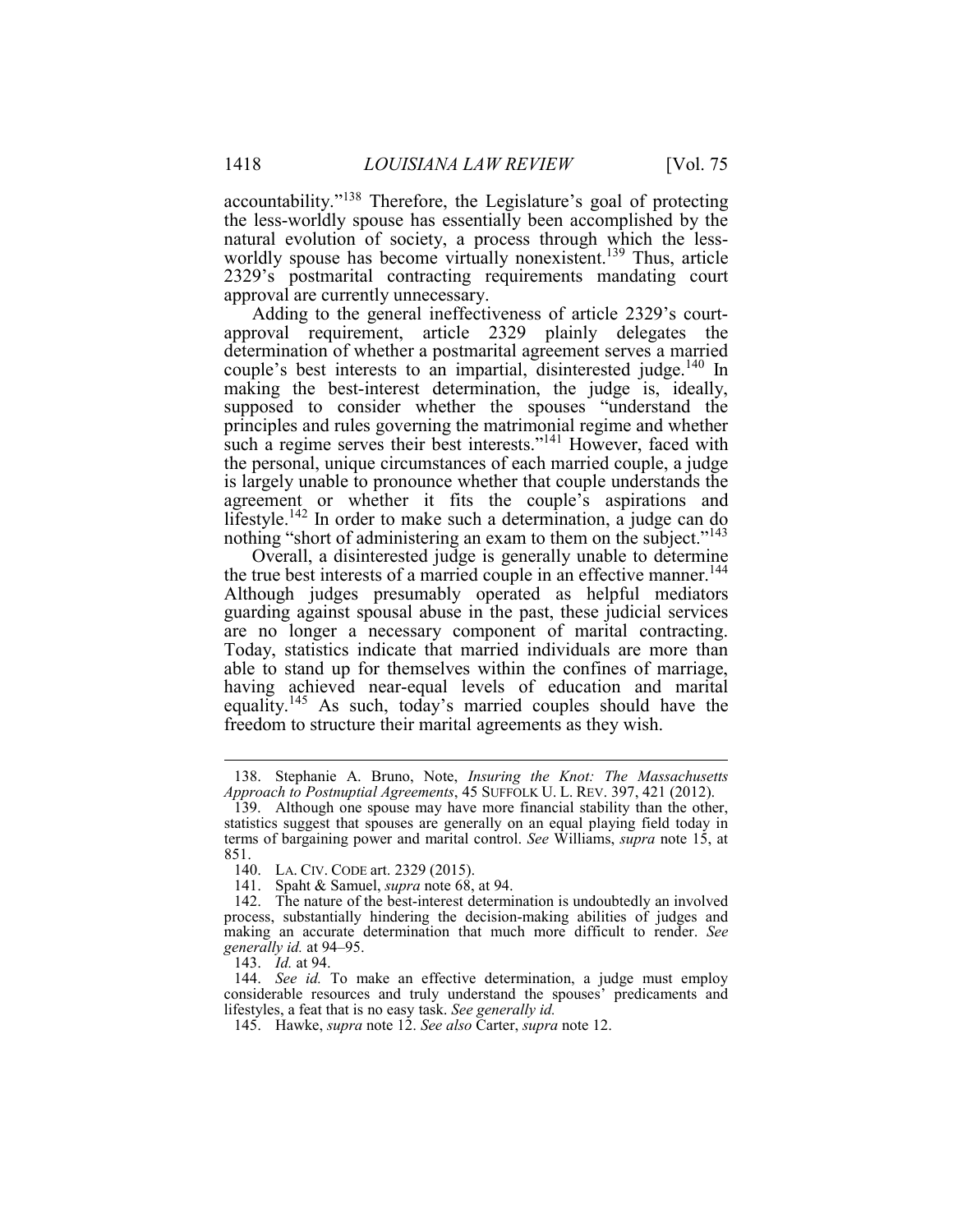accountability."[138] Therefore, the Legislature's goal of protecting the less-worldly spouse has essentially been accomplished by the natural evolution of society, a process through which the less-worldly spouse has become virtually nonexistent.[139] Thus, article 2329's postmarital contracting requirements mandating court approval are currently unnecessary.

Adding to the general ineffectiveness of article 2329's court-approval requirement, article 2329 plainly delegates the determination of whether a postmarital agreement serves a married couple's best interests to an impartial, disinterested judge.[140] In making the best-interest determination, the judge is, ideally, supposed to consider whether the spouses "understand the principles and rules governing the matrimonial regime and whether such a regime serves their best interests."[141] However, faced with the personal, unique circumstances of each married couple, a judge is largely unable to pronounce whether that couple understands the agreement or whether it fits the couple's aspirations and lifestyle.[142] In order to make such a determination, a judge can do nothing "short of administering an exam to them on the subject."[143]

Overall, a disinterested judge is generally unable to determine the true best interests of a married couple in an effective manner.[144] Although judges presumably operated as helpful mediators guarding against spousal abuse in the past, these judicial services are no longer a necessary component of marital contracting. Today, statistics indicate that married individuals are more than able to stand up for themselves within the confines of marriage, having achieved near-equal levels of education and marital equality.[145] As such, today's married couples should have the freedom to structure their marital agreements as they wish.

---

138. Stephanie A. Bruno, Note, *Insuring the Knot: The Massachusetts Approach to Postnuptial Agreements*, 45 SUFFOLK U. L. REV. 397, 421 (2012).

139. Although one spouse may have more financial stability than the other, statistics suggest that spouses are generally on an equal playing field today in terms of bargaining power and marital control. *See* Williams, *supra* note 15, at 851.

140. LA. CIV. CODE art. 2329 (2015).

141. Spaht & Samuel, *supra* note 68, at 94.

142. The nature of the best-interest determination is undoubtedly an involved process, substantially hindering the decision-making abilities of judges and making an accurate determination that much more difficult to render. *See generally id.* at 94–95.

143. *Id.* at 94.

144. *See id.* To make an effective determination, a judge must employ considerable resources and truly understand the spouses' predicaments and lifestyles, a feat that is no easy task. *See generally id.*

145. Hawke, *supra* note 12. *See also* Carter, *supra* note 12.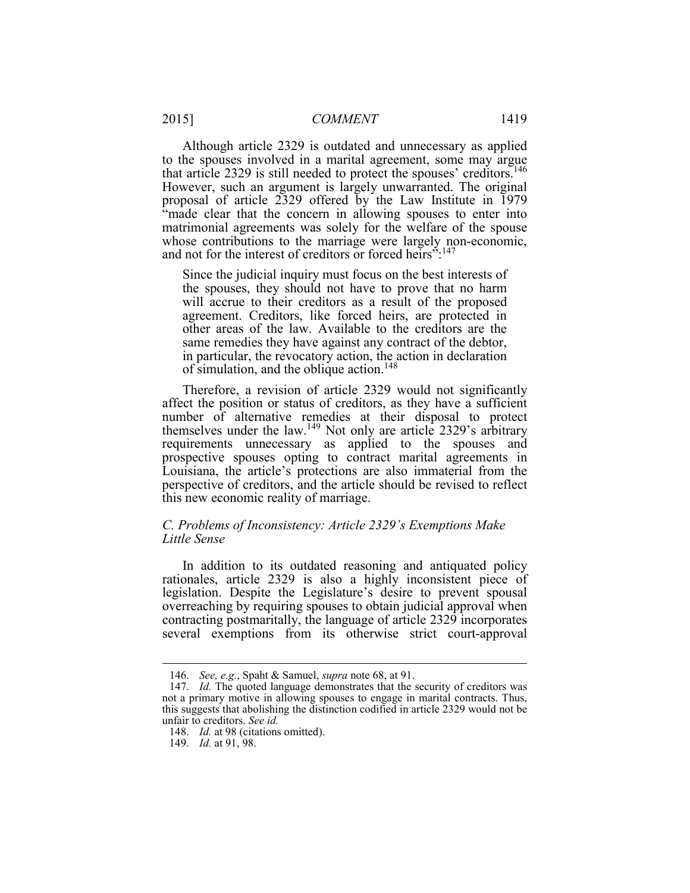Although article 2329 is outdated and unnecessary as applied to the spouses involved in a marital agreement, some may argue that article 2329 is still needed to protect the spouses' creditors.[146] However, such an argument is largely unwarranted. The original proposal of article 2329 offered by the Law Institute in 1979 "made clear that the concern in allowing spouses to enter into matrimonial agreements was solely for the welfare of the spouse whose contributions to the marriage were largely non-economic, and not for the interest of creditors or forced heirs":[147]

> Since the judicial inquiry must focus on the best interests of the spouses, they should not have to prove that no harm will accrue to their creditors as a result of the proposed agreement. Creditors, like forced heirs, are protected in other areas of the law. Available to the creditors are the same remedies they have against any contract of the debtor, in particular, the revocatory action, the action in declaration of simulation, and the oblique action.[148]

Therefore, a revision of article 2329 would not significantly affect the position or status of creditors, as they have a sufficient number of alternative remedies at their disposal to protect themselves under the law.[149] Not only are article 2329's arbitrary requirements unnecessary as applied to the spouses and prospective spouses opting to contract marital agreements in Louisiana, the article's protections are also immaterial from the perspective of creditors, and the article should be revised to reflect this new economic reality of marriage.

### *C. Problems of Inconsistency: Article 2329's Exemptions Make Little Sense*

In addition to its outdated reasoning and antiquated policy rationales, article 2329 is also a highly inconsistent piece of legislation. Despite the Legislature's desire to prevent spousal overreaching by requiring spouses to obtain judicial approval when contracting postmaritally, the language of article 2329 incorporates several exemptions from its otherwise strict court-approval

---

146. *See, e.g.*, Spaht & Samuel, *supra* note 68, at 91.

147. *Id.* The quoted language demonstrates that the security of creditors was not a primary motive in allowing spouses to engage in marital contracts. Thus, this suggests that abolishing the distinction codified in article 2329 would not be unfair to creditors. *See id.*

148. *Id.* at 98 (citations omitted).

149. *Id.* at 91, 98.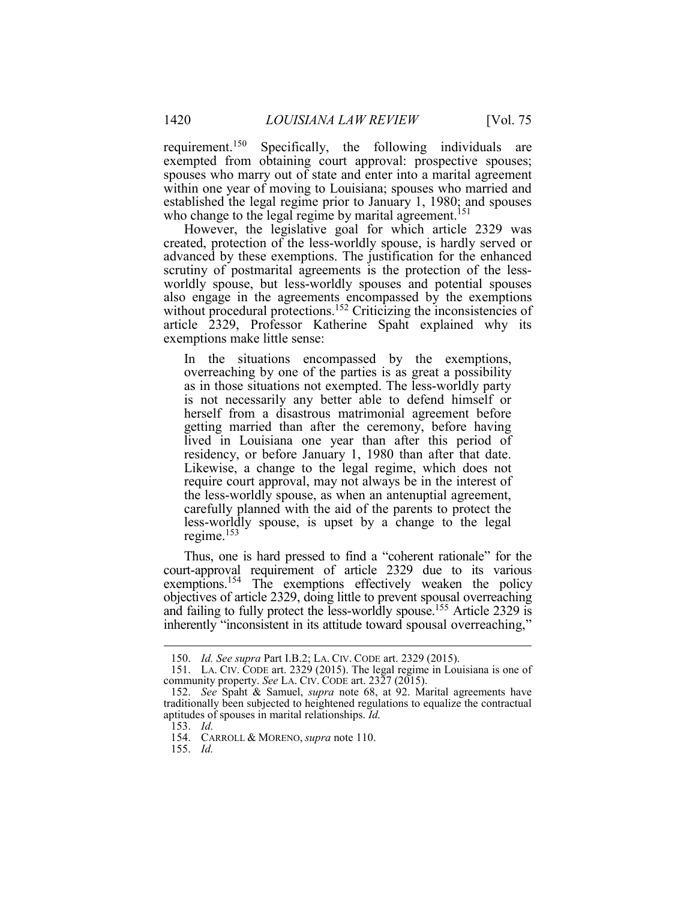requirement.[150] Specifically, the following individuals are exempted from obtaining court approval: prospective spouses; spouses who marry out of state and enter into a marital agreement within one year of moving to Louisiana; spouses who married and established the legal regime prior to January 1, 1980; and spouses who change to the legal regime by marital agreement.[151]

However, the legislative goal for which article 2329 was created, protection of the less-worldly spouse, is hardly served or advanced by these exemptions. The justification for the enhanced scrutiny of postmarital agreements is the protection of the less-worldly spouse, but less-worldly spouses and potential spouses also engage in the agreements encompassed by the exemptions without procedural protections.[152] Criticizing the inconsistencies of article 2329, Professor Katherine Spaht explained why its exemptions make little sense:

> In the situations encompassed by the exemptions, overreaching by one of the parties is as great a possibility as in those situations not exempted. The less-worldly party is not necessarily any better able to defend himself or herself from a disastrous matrimonial agreement before getting married than after the ceremony, before having lived in Louisiana one year than after this period of residency, or before January 1, 1980 than after that date. Likewise, a change to the legal regime, which does not require court approval, may not always be in the interest of the less-worldly spouse, as when an antenuptial agreement, carefully planned with the aid of the parents to protect the less-worldly spouse, is upset by a change to the legal regime.[153]

Thus, one is hard pressed to find a "coherent rationale" for the court-approval requirement of article 2329 due to its various exemptions.[154] The exemptions effectively weaken the policy objectives of article 2329, doing little to prevent spousal overreaching and failing to fully protect the less-worldly spouse.[155] Article 2329 is inherently "inconsistent in its attitude toward spousal overreaching,"

---

150. *Id. See supra* Part I.B.2; LA. CIV. CODE art. 2329 (2015).

151. LA. CIV. CODE art. 2329 (2015). The legal regime in Louisiana is one of community property. *See* LA. CIV. CODE art. 2327 (2015).

152. *See* Spaht & Samuel, *supra* note 68, at 92. Marital agreements have traditionally been subjected to heightened regulations to equalize the contractual aptitudes of spouses in marital relationships. *Id.*

153. *Id.*

154. CARROLL & MORENO, *supra* note 110.

155. *Id.*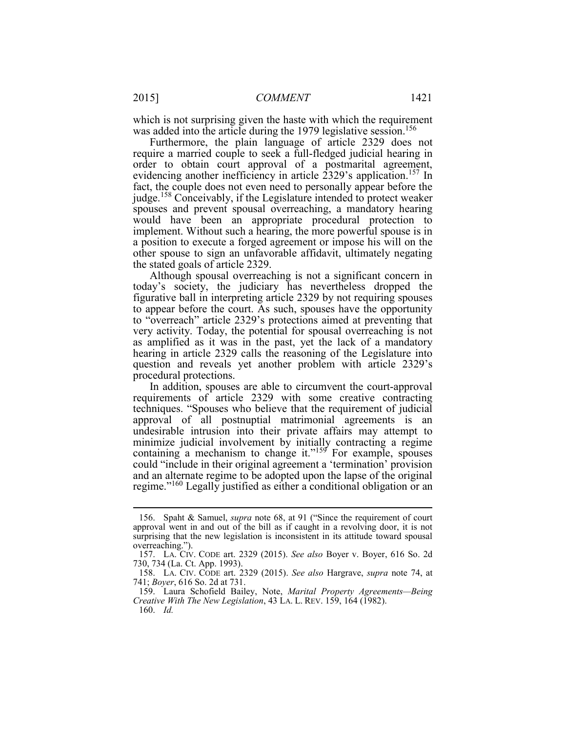which is not surprising given the haste with which the requirement was added into the article during the 1979 legislative session.[156]

Furthermore, the plain language of article 2329 does not require a married couple to seek a full-fledged judicial hearing in order to obtain court approval of a postmarital agreement, evidencing another inefficiency in article 2329's application.[157] In fact, the couple does not even need to personally appear before the judge.[158] Conceivably, if the Legislature intended to protect weaker spouses and prevent spousal overreaching, a mandatory hearing would have been an appropriate procedural protection to implement. Without such a hearing, the more powerful spouse is in a position to execute a forged agreement or impose his will on the other spouse to sign an unfavorable affidavit, ultimately negating the stated goals of article 2329.

Although spousal overreaching is not a significant concern in today's society, the judiciary has nevertheless dropped the figurative ball in interpreting article 2329 by not requiring spouses to appear before the court. As such, spouses have the opportunity to "overreach" article 2329's protections aimed at preventing that very activity. Today, the potential for spousal overreaching is not as amplified as it was in the past, yet the lack of a mandatory hearing in article 2329 calls the reasoning of the Legislature into question and reveals yet another problem with article 2329's procedural protections.

In addition, spouses are able to circumvent the court-approval requirements of article 2329 with some creative contracting techniques. "Spouses who believe that the requirement of judicial approval of all postnuptial matrimonial agreements is an undesirable intrusion into their private affairs may attempt to minimize judicial involvement by initially contracting a regime containing a mechanism to change it."[159] For example, spouses could "include in their original agreement a 'termination' provision and an alternate regime to be adopted upon the lapse of the original regime."[160] Legally justified as either a conditional obligation or an

---

156. Spaht & Samuel, *supra* note 68, at 91 ("Since the requirement of court approval went in and out of the bill as if caught in a revolving door, it is not surprising that the new legislation is inconsistent in its attitude toward spousal overreaching.").

157. LA. CIV. CODE art. 2329 (2015). *See also* Boyer v. Boyer, 616 So. 2d 730, 734 (La. Ct. App. 1993).

158. LA. CIV. CODE art. 2329 (2015). *See also* Hargrave, *supra* note 74, at 741; *Boyer*, 616 So. 2d at 731.

159. Laura Schofield Bailey, Note, *Marital Property Agreements—Being Creative With The New Legislation*, 43 LA. L. REV. 159, 164 (1982).

160. *Id.*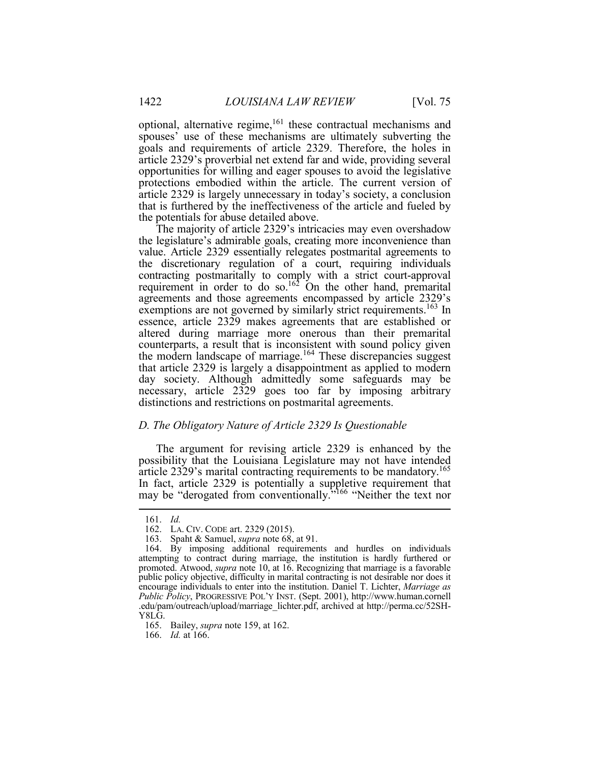optional, alternative regime,[161] these contractual mechanisms and spouses' use of these mechanisms are ultimately subverting the goals and requirements of article 2329. Therefore, the holes in article 2329's proverbial net extend far and wide, providing several opportunities for willing and eager spouses to avoid the legislative protections embodied within the article. The current version of article 2329 is largely unnecessary in today's society, a conclusion that is furthered by the ineffectiveness of the article and fueled by the potentials for abuse detailed above.

The majority of article 2329's intricacies may even overshadow the legislature's admirable goals, creating more inconvenience than value. Article 2329 essentially relegates postmarital agreements to the discretionary regulation of a court, requiring individuals contracting postmaritally to comply with a strict court-approval requirement in order to do so.[162] On the other hand, premarital agreements and those agreements encompassed by article 2329's exemptions are not governed by similarly strict requirements.[163] In essence, article 2329 makes agreements that are established or altered during marriage more onerous than their premarital counterparts, a result that is inconsistent with sound policy given the modern landscape of marriage.[164] These discrepancies suggest that article 2329 is largely a disappointment as applied to modern day society. Although admittedly some safeguards may be necessary, article 2329 goes too far by imposing arbitrary distinctions and restrictions on postmarital agreements.

### *D. The Obligatory Nature of Article 2329 Is Questionable*

The argument for revising article 2329 is enhanced by the possibility that the Louisiana Legislature may not have intended article 2329's marital contracting requirements to be mandatory.[165] In fact, article 2329 is potentially a suppletive requirement that may be "derogated from conventionally."[166] "Neither the text nor

---

161. *Id.*

162. LA. CIV. CODE art. 2329 (2015).

163. Spaht & Samuel, *supra* note 68, at 91.

164. By imposing additional requirements and hurdles on individuals attempting to contract during marriage, the institution is hardly furthered or promoted. Atwood, *supra* note 10, at 16. Recognizing that marriage is a favorable public policy objective, difficulty in marital contracting is not desirable nor does it encourage individuals to enter into the institution. Daniel T. Lichter, *Marriage as Public Policy*, PROGRESSIVE POL'Y INST. (Sept. 2001), http://www.human.cornell.edu/pam/outreach/upload/marriage_lichter.pdf, archived at http://perma.cc/52SH-Y8LG.

165. Bailey, *supra* note 159, at 162.

166. *Id.* at 166.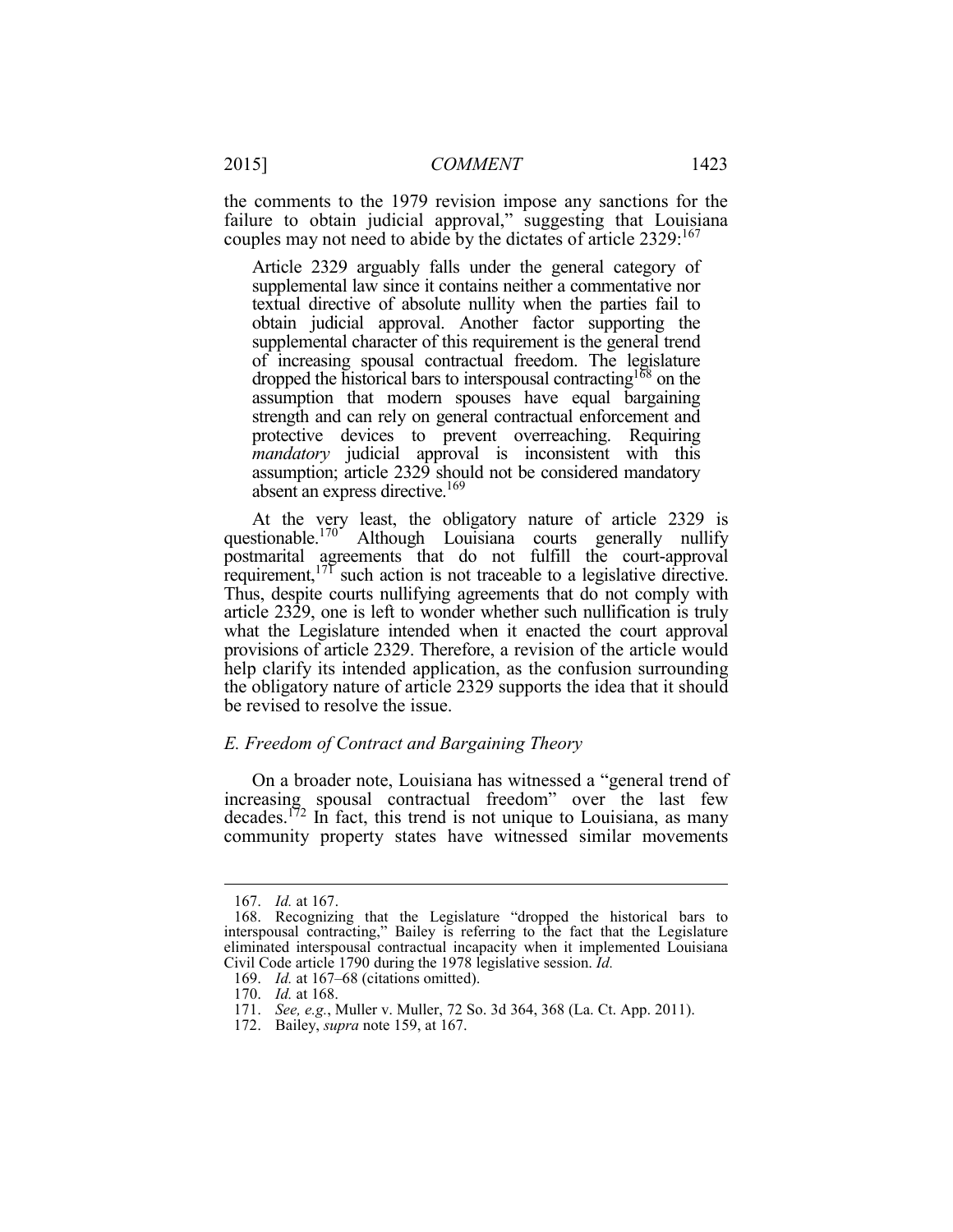the comments to the 1979 revision impose any sanctions for the failure to obtain judicial approval," suggesting that Louisiana couples may not need to abide by the dictates of article 2329:[167]

> Article 2329 arguably falls under the general category of supplemental law since it contains neither a commentative nor textual directive of absolute nullity when the parties fail to obtain judicial approval. Another factor supporting the supplemental character of this requirement is the general trend of increasing spousal contractual freedom. The legislature dropped the historical bars to interspousal contracting[168] on the assumption that modern spouses have equal bargaining strength and can rely on general contractual enforcement and protective devices to prevent overreaching. Requiring *mandatory* judicial approval is inconsistent with this assumption; article 2329 should not be considered mandatory absent an express directive.[169]

At the very least, the obligatory nature of article 2329 is questionable.[170] Although Louisiana courts generally nullify postmarital agreements that do not fulfill the court-approval requirement,[171] such action is not traceable to a legislative directive. Thus, despite courts nullifying agreements that do not comply with article 2329, one is left to wonder whether such nullification is truly what the Legislature intended when it enacted the court approval provisions of article 2329. Therefore, a revision of the article would help clarify its intended application, as the confusion surrounding the obligatory nature of article 2329 supports the idea that it should be revised to resolve the issue.

### *E. Freedom of Contract and Bargaining Theory*

On a broader note, Louisiana has witnessed a "general trend of increasing spousal contractual freedom" over the last few decades.[172] In fact, this trend is not unique to Louisiana, as many community property states have witnessed similar movements

---

167. *Id.* at 167.

168. Recognizing that the Legislature "dropped the historical bars to interspousal contracting," Bailey is referring to the fact that the Legislature eliminated interspousal contractual incapacity when it implemented Louisiana Civil Code article 1790 during the 1978 legislative session. *Id.*

169. *Id.* at 167–68 (citations omitted).

170. *Id.* at 168.

171. *See, e.g.*, Muller v. Muller, 72 So. 3d 364, 368 (La. Ct. App. 2011).

172. Bailey, *supra* note 159, at 167.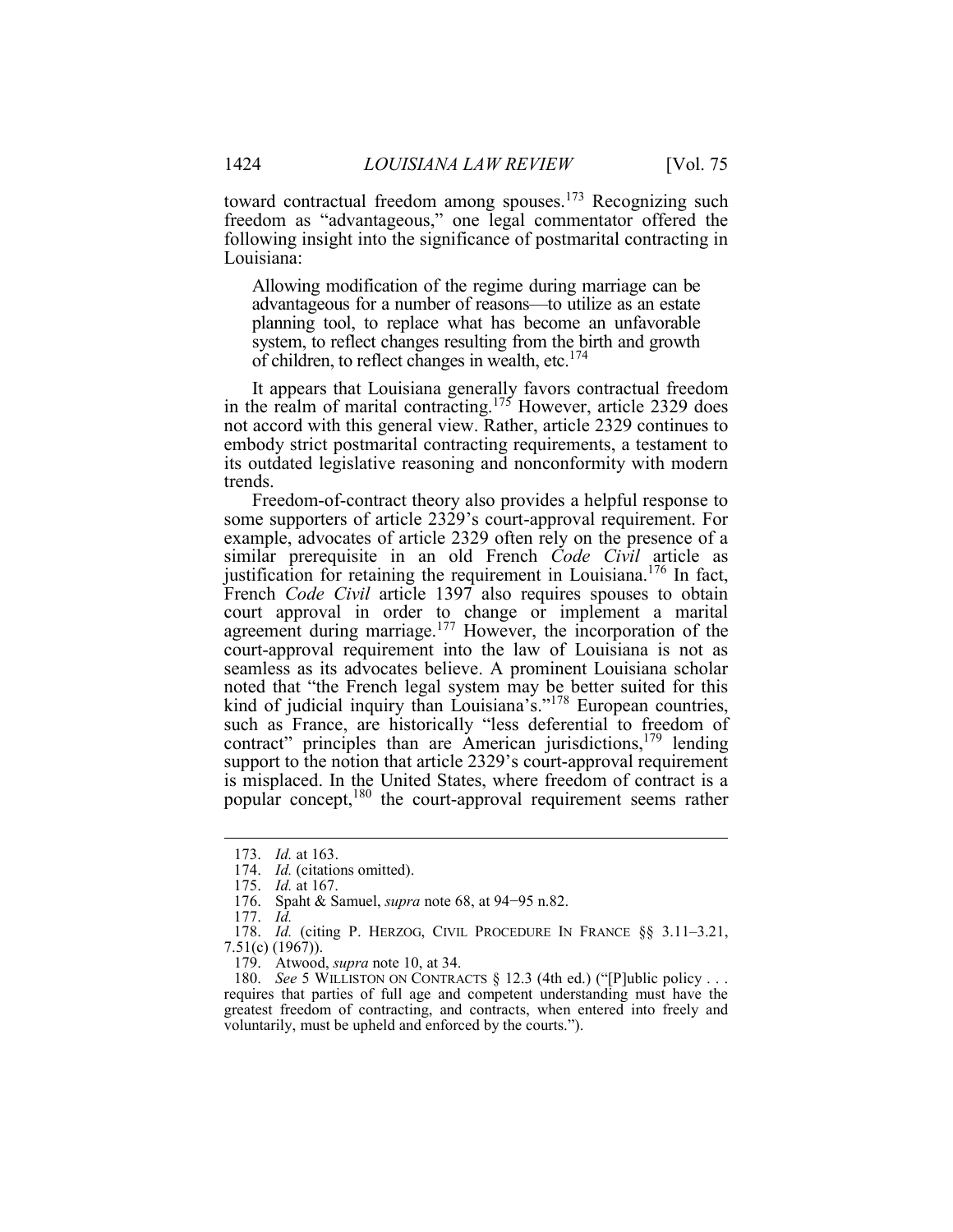toward contractual freedom among spouses.[173] Recognizing such freedom as "advantageous," one legal commentator offered the following insight into the significance of postmarital contracting in Louisiana:

> Allowing modification of the regime during marriage can be advantageous for a number of reasons—to utilize as an estate planning tool, to replace what has become an unfavorable system, to reflect changes resulting from the birth and growth of children, to reflect changes in wealth, etc.[174]

It appears that Louisiana generally favors contractual freedom in the realm of marital contracting.[175] However, article 2329 does not accord with this general view. Rather, article 2329 continues to embody strict postmarital contracting requirements, a testament to its outdated legislative reasoning and nonconformity with modern trends.

Freedom-of-contract theory also provides a helpful response to some supporters of article 2329's court-approval requirement. For example, advocates of article 2329 often rely on the presence of a similar prerequisite in an old French *Code Civil* article as justification for retaining the requirement in Louisiana.[176] In fact, French *Code Civil* article 1397 also requires spouses to obtain court approval in order to change or implement a marital agreement during marriage.[177] However, the incorporation of the court-approval requirement into the law of Louisiana is not as seamless as its advocates believe. A prominent Louisiana scholar noted that "the French legal system may be better suited for this kind of judicial inquiry than Louisiana's."[178] European countries, such as France, are historically "less deferential to freedom of contract" principles than are American jurisdictions,[179] lending support to the notion that article 2329's court-approval requirement is misplaced. In the United States, where freedom of contract is a popular concept,[180] the court-approval requirement seems rather

---

173. *Id.* at 163.

174. *Id.* (citations omitted).

175. *Id.* at 167.

176. Spaht & Samuel, *supra* note 68, at 94−95 n.82.

177. *Id.*

178. *Id.* (citing P. HERZOG, CIVIL PROCEDURE IN FRANCE §§ 3.11–3.21, 7.51(c) (1967)).

179. Atwood, *supra* note 10, at 34.

180. *See* 5 WILLISTON ON CONTRACTS § 12.3 (4th ed.) ("[P]ublic policy . . . requires that parties of full age and competent understanding must have the greatest freedom of contracting, and contracts, when entered into freely and voluntarily, must be upheld and enforced by the courts.").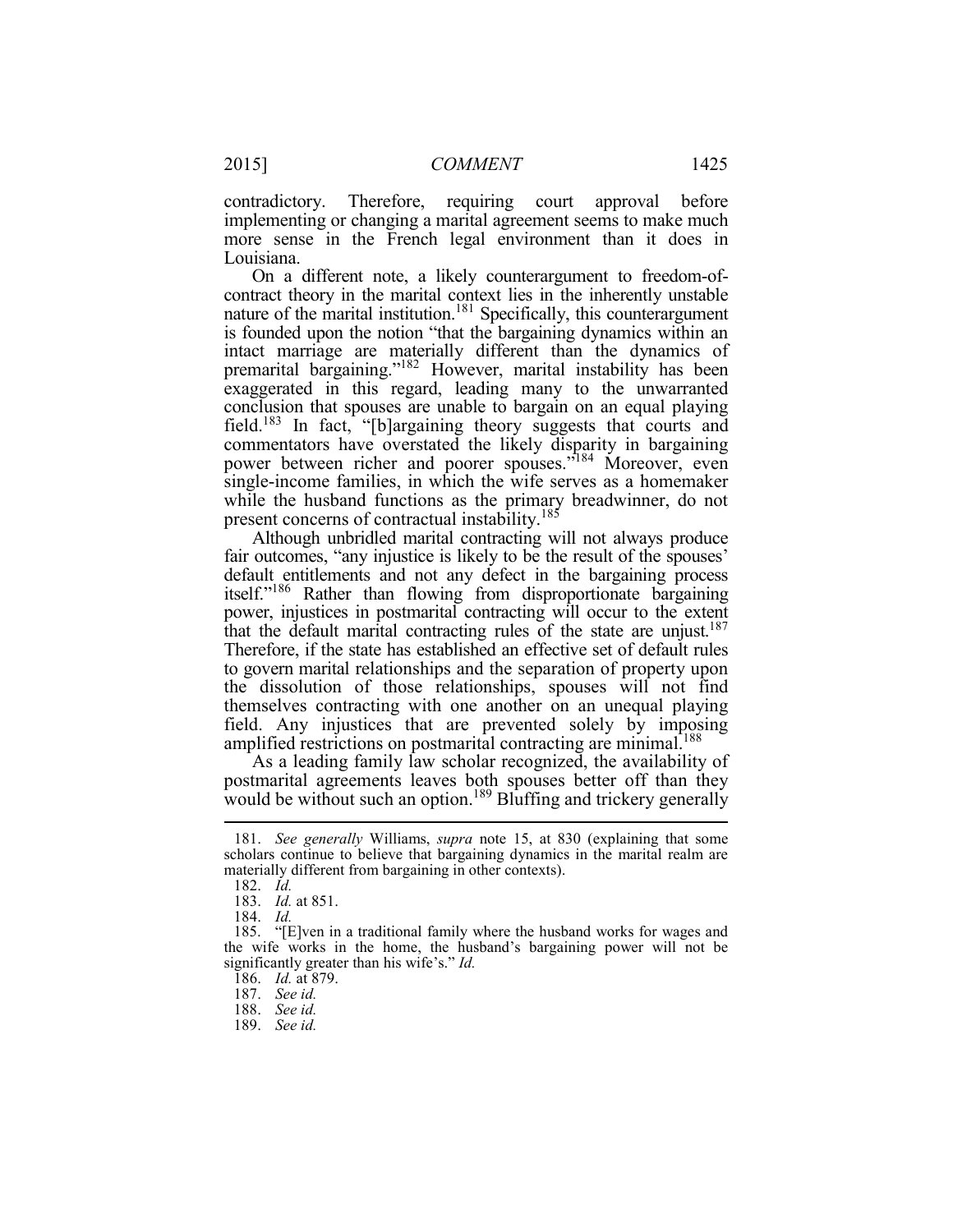contradictory. Therefore, requiring court approval before implementing or changing a marital agreement seems to make much more sense in the French legal environment than it does in Louisiana.

On a different note, a likely counterargument to freedom-of-contract theory in the marital context lies in the inherently unstable nature of the marital institution.[181] Specifically, this counterargument is founded upon the notion "that the bargaining dynamics within an intact marriage are materially different than the dynamics of premarital bargaining."[182] However, marital instability has been exaggerated in this regard, leading many to the unwarranted conclusion that spouses are unable to bargain on an equal playing field.[183] In fact, "[b]argaining theory suggests that courts and commentators have overstated the likely disparity in bargaining power between richer and poorer spouses."[184] Moreover, even single-income families, in which the wife serves as a homemaker while the husband functions as the primary breadwinner, do not present concerns of contractual instability.[185]

Although unbridled marital contracting will not always produce fair outcomes, "any injustice is likely to be the result of the spouses' default entitlements and not any defect in the bargaining process itself."[186] Rather than flowing from disproportionate bargaining power, injustices in postmarital contracting will occur to the extent that the default marital contracting rules of the state are unjust.[187] Therefore, if the state has established an effective set of default rules to govern marital relationships and the separation of property upon the dissolution of those relationships, spouses will not find themselves contracting with one another on an unequal playing field. Any injustices that are prevented solely by imposing amplified restrictions on postmarital contracting are minimal.[188]

As a leading family law scholar recognized, the availability of postmarital agreements leaves both spouses better off than they would be without such an option.[189] Bluffing and trickery generally

---

181. *See generally* Williams, *supra* note 15, at 830 (explaining that some scholars continue to believe that bargaining dynamics in the marital realm are materially different from bargaining in other contexts).

182. *Id.*

183. *Id.* at 851.

184. *Id.*

185. "[E]ven in a traditional family where the husband works for wages and the wife works in the home, the husband's bargaining power will not be significantly greater than his wife's." *Id.*

186. *Id.* at 879.

187. *See id.*

188. *See id.*

189. *See id.*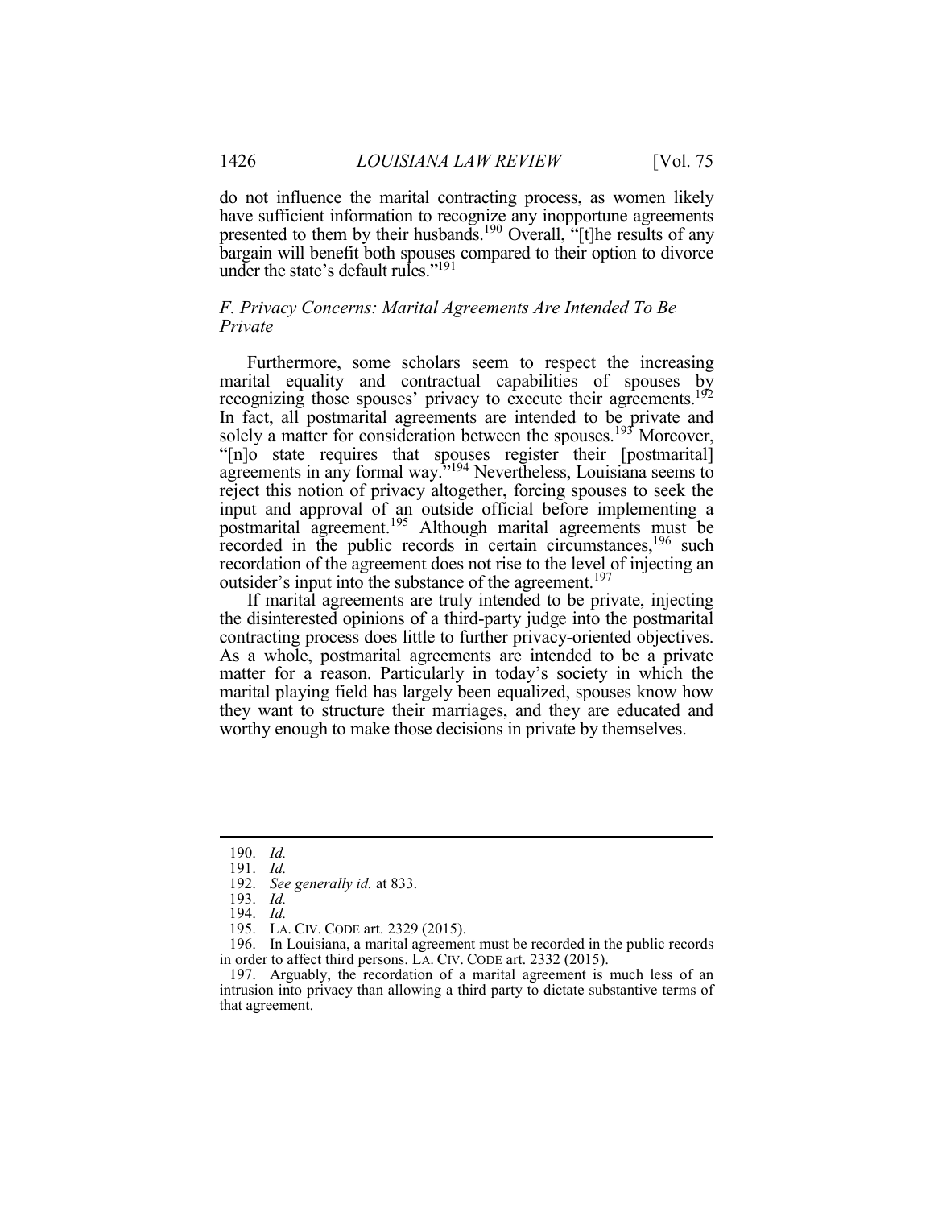do not influence the marital contracting process, as women likely have sufficient information to recognize any inopportune agreements presented to them by their husbands.[190] Overall, "[t]he results of any bargain will benefit both spouses compared to their option to divorce under the state's default rules."[191]

### *F. Privacy Concerns: Marital Agreements Are Intended To Be Private*

Furthermore, some scholars seem to respect the increasing marital equality and contractual capabilities of spouses by recognizing those spouses' privacy to execute their agreements.[192] In fact, all postmarital agreements are intended to be private and solely a matter for consideration between the spouses.[193] Moreover, "[n]o state requires that spouses register their [postmarital] agreements in any formal way."[194] Nevertheless, Louisiana seems to reject this notion of privacy altogether, forcing spouses to seek the input and approval of an outside official before implementing a postmarital agreement.[195] Although marital agreements must be recorded in the public records in certain circumstances,[196] such recordation of the agreement does not rise to the level of injecting an outsider's input into the substance of the agreement.[197]

If marital agreements are truly intended to be private, injecting the disinterested opinions of a third-party judge into the postmarital contracting process does little to further privacy-oriented objectives. As a whole, postmarital agreements are intended to be a private matter for a reason. Particularly in today's society in which the marital playing field has largely been equalized, spouses know how they want to structure their marriages, and they are educated and worthy enough to make those decisions in private by themselves.

---

190. *Id.*

191. *Id.*

192. *See generally id.* at 833.

193. *Id.*

194. *Id.*

195. LA. CIV. CODE art. 2329 (2015).

196. In Louisiana, a marital agreement must be recorded in the public records in order to affect third persons. LA. CIV. CODE art. 2332 (2015).

197. Arguably, the recordation of a marital agreement is much less of an intrusion into privacy than allowing a third party to dictate substantive terms of that agreement.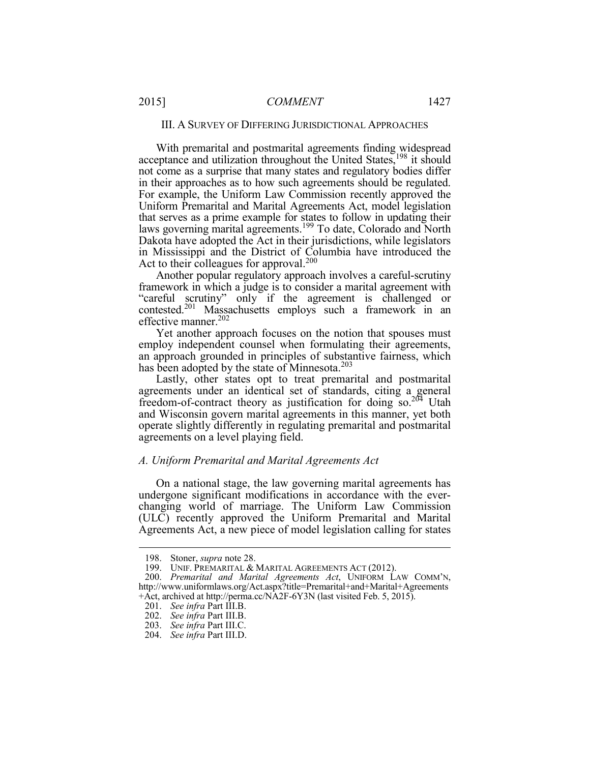## III. A SURVEY OF DIFFERING JURISDICTIONAL APPROACHES

With premarital and postmarital agreements finding widespread acceptance and utilization throughout the United States,[198] it should not come as a surprise that many states and regulatory bodies differ in their approaches as to how such agreements should be regulated. For example, the Uniform Law Commission recently approved the Uniform Premarital and Marital Agreements Act, model legislation that serves as a prime example for states to follow in updating their laws governing marital agreements.[199] To date, Colorado and North Dakota have adopted the Act in their jurisdictions, while legislators in Mississippi and the District of Columbia have introduced the Act to their colleagues for approval.[200]

Another popular regulatory approach involves a careful-scrutiny framework in which a judge is to consider a marital agreement with "careful scrutiny" only if the agreement is challenged or contested.[201] Massachusetts employs such a framework in an effective manner.[202]

Yet another approach focuses on the notion that spouses must employ independent counsel when formulating their agreements, an approach grounded in principles of substantive fairness, which has been adopted by the state of Minnesota.[203]

Lastly, other states opt to treat premarital and postmarital agreements under an identical set of standards, citing a general freedom-of-contract theory as justification for doing so.[204] Utah and Wisconsin govern marital agreements in this manner, yet both operate slightly differently in regulating premarital and postmarital agreements on a level playing field.

### *A. Uniform Premarital and Marital Agreements Act*

On a national stage, the law governing marital agreements has undergone significant modifications in accordance with the ever-changing world of marriage. The Uniform Law Commission (ULC) recently approved the Uniform Premarital and Marital Agreements Act, a new piece of model legislation calling for states

---

198. Stoner, *supra* note 28.

199. UNIF. PREMARITAL & MARITAL AGREEMENTS ACT (2012).

200. *Premarital and Marital Agreements Act*, UNIFORM LAW COMM'N, http://www.uniformlaws.org/Act.aspx?title=Premarital+and+Marital+Agreements+Act, archived at http://perma.cc/NA2F-6Y3N (last visited Feb. 5, 2015).

201. *See infra* Part III.B.

202. *See infra* Part III.B.

203. *See infra* Part III.C.

204. *See infra* Part III.D.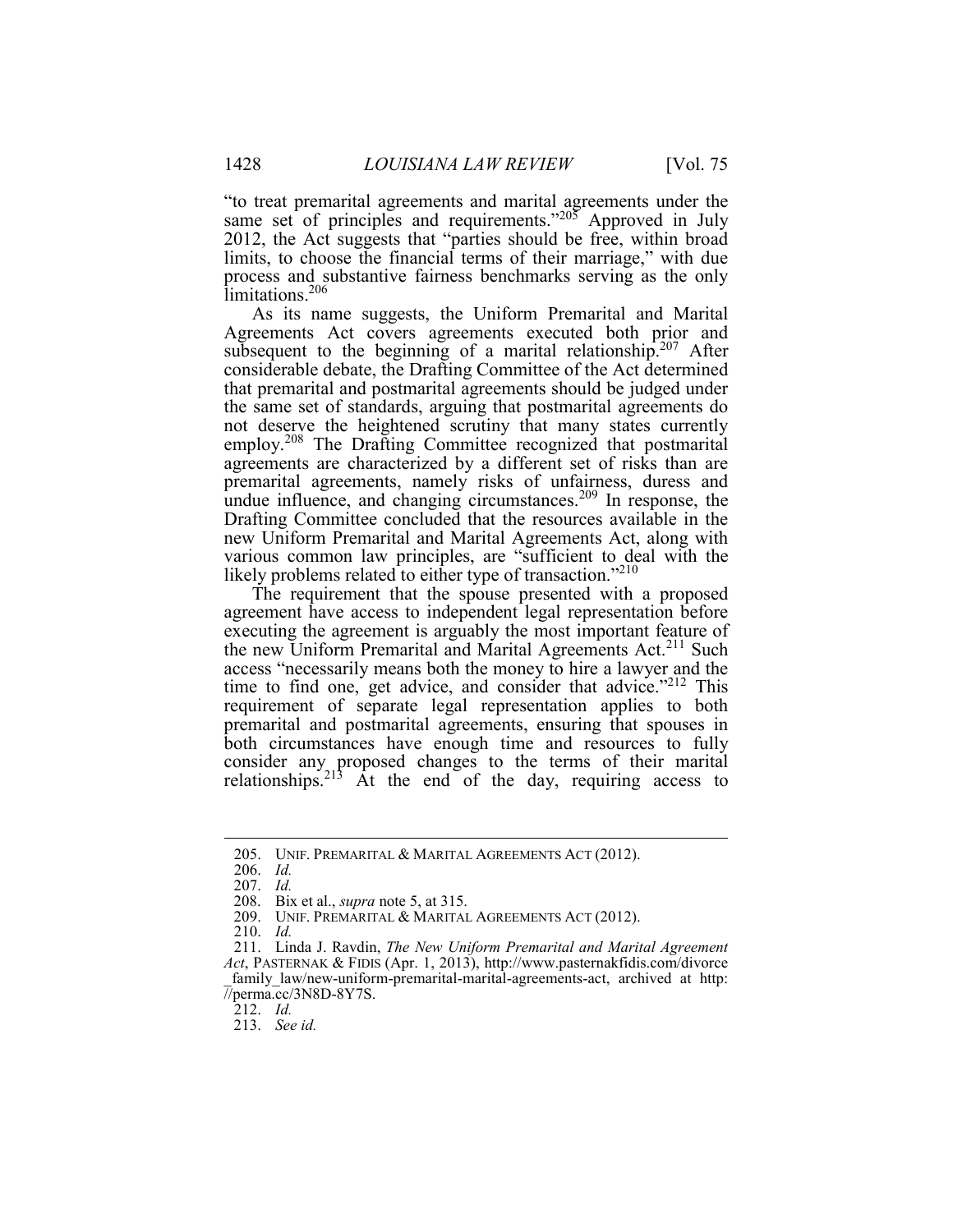"to treat premarital agreements and marital agreements under the same set of principles and requirements."[205] Approved in July 2012, the Act suggests that "parties should be free, within broad limits, to choose the financial terms of their marriage," with due process and substantive fairness benchmarks serving as the only limitations.[206]

As its name suggests, the Uniform Premarital and Marital Agreements Act covers agreements executed both prior and subsequent to the beginning of a marital relationship.[207] After considerable debate, the Drafting Committee of the Act determined that premarital and postmarital agreements should be judged under the same set of standards, arguing that postmarital agreements do not deserve the heightened scrutiny that many states currently employ.[208] The Drafting Committee recognized that postmarital agreements are characterized by a different set of risks than are premarital agreements, namely risks of unfairness, duress and undue influence, and changing circumstances.[209] In response, the Drafting Committee concluded that the resources available in the new Uniform Premarital and Marital Agreements Act, along with various common law principles, are "sufficient to deal with the likely problems related to either type of transaction."[210]

The requirement that the spouse presented with a proposed agreement have access to independent legal representation before executing the agreement is arguably the most important feature of the new Uniform Premarital and Marital Agreements Act.[211] Such access "necessarily means both the money to hire a lawyer and the time to find one, get advice, and consider that advice."[212] This requirement of separate legal representation applies to both premarital and postmarital agreements, ensuring that spouses in both circumstances have enough time and resources to fully consider any proposed changes to the terms of their marital relationships.[213] At the end of the day, requiring access to

---

205. UNIF. PREMARITAL & MARITAL AGREEMENTS ACT (2012).

206. *Id.*

207. *Id.*

208. Bix et al., *supra* note 5, at 315.

209. UNIF. PREMARITAL & MARITAL AGREEMENTS ACT (2012).

210. *Id.*

211. Linda J. Ravdin, *The New Uniform Premarital and Marital Agreement Act*, PASTERNAK & FIDIS (Apr. 1, 2013), http://www.pasternakfidis.com/divorce_family_law/new-uniform-premarital-marital-agreements-act, archived at http://perma.cc/3N8D-8Y7S.

212. *Id.*

213. *See id.*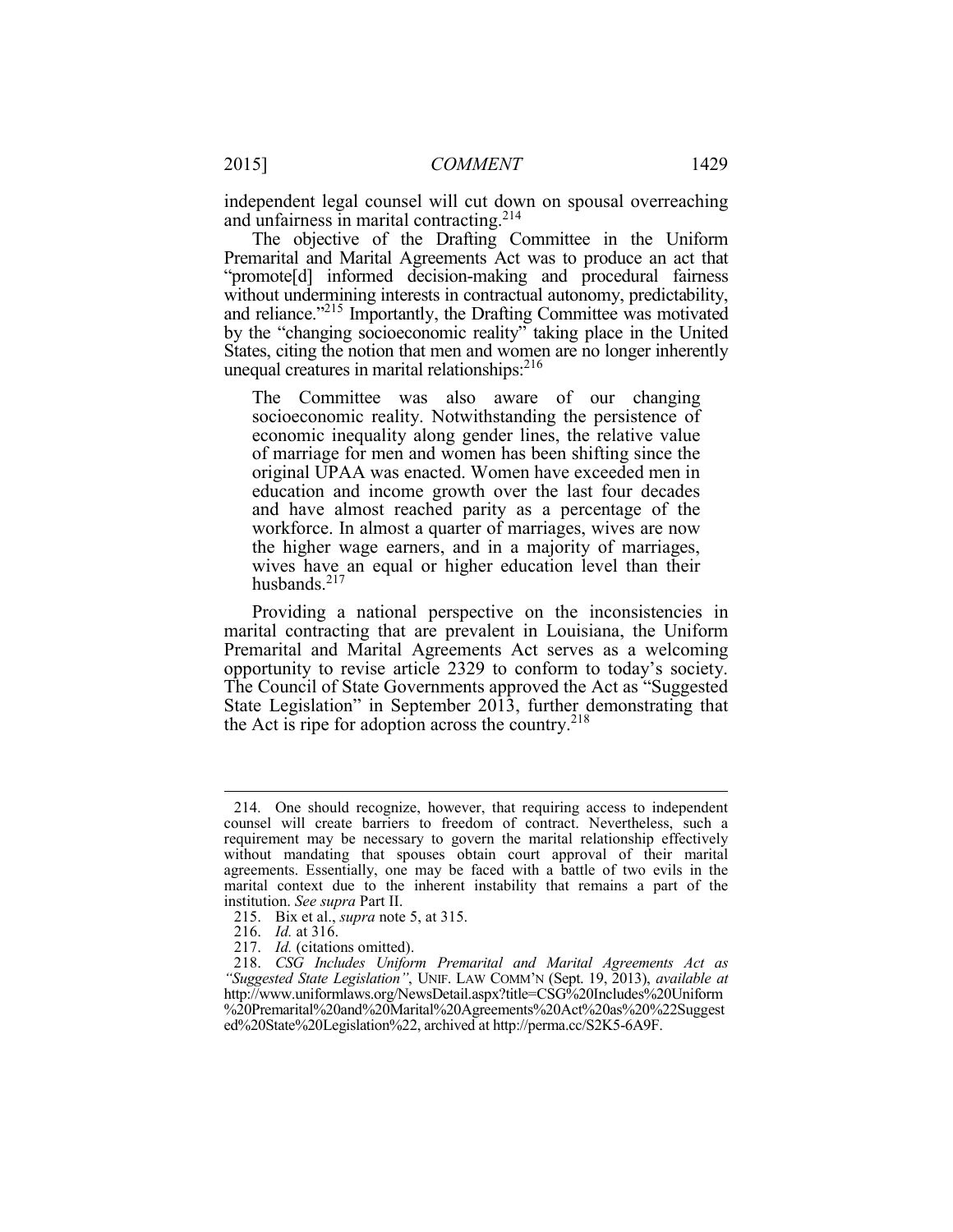independent legal counsel will cut down on spousal overreaching and unfairness in marital contracting.[214]

The objective of the Drafting Committee in the Uniform Premarital and Marital Agreements Act was to produce an act that "promote[d] informed decision-making and procedural fairness without undermining interests in contractual autonomy, predictability, and reliance."[215] Importantly, the Drafting Committee was motivated by the "changing socioeconomic reality" taking place in the United States, citing the notion that men and women are no longer inherently unequal creatures in marital relationships:[216]

> The Committee was also aware of our changing socioeconomic reality. Notwithstanding the persistence of economic inequality along gender lines, the relative value of marriage for men and women has been shifting since the original UPAA was enacted. Women have exceeded men in education and income growth over the last four decades and have almost reached parity as a percentage of the workforce. In almost a quarter of marriages, wives are now the higher wage earners, and in a majority of marriages, wives have an equal or higher education level than their husbands.[217]

Providing a national perspective on the inconsistencies in marital contracting that are prevalent in Louisiana, the Uniform Premarital and Marital Agreements Act serves as a welcoming opportunity to revise article 2329 to conform to today's society. The Council of State Governments approved the Act as "Suggested State Legislation" in September 2013, further demonstrating that the Act is ripe for adoption across the country.[218]

---

214. One should recognize, however, that requiring access to independent counsel will create barriers to freedom of contract. Nevertheless, such a requirement may be necessary to govern the marital relationship effectively without mandating that spouses obtain court approval of their marital agreements. Essentially, one may be faced with a battle of two evils in the marital context due to the inherent instability that remains a part of the institution. *See supra* Part II.

215. Bix et al., *supra* note 5, at 315.

216. *Id.* at 316.

217. *Id.* (citations omitted).

218. *CSG Includes Uniform Premarital and Marital Agreements Act as "Suggested State Legislation"*, UNIF. LAW COMM'N (Sept. 19, 2013), *available at* http://www.uniformlaws.org/NewsDetail.aspx?title=CSG%20Includes%20Uniform%20Premarital%20and%20Marital%20Agreements%20Act%20as%20%22Suggested%20State%20Legislation%22, archived at http://perma.cc/S2K5-6A9F.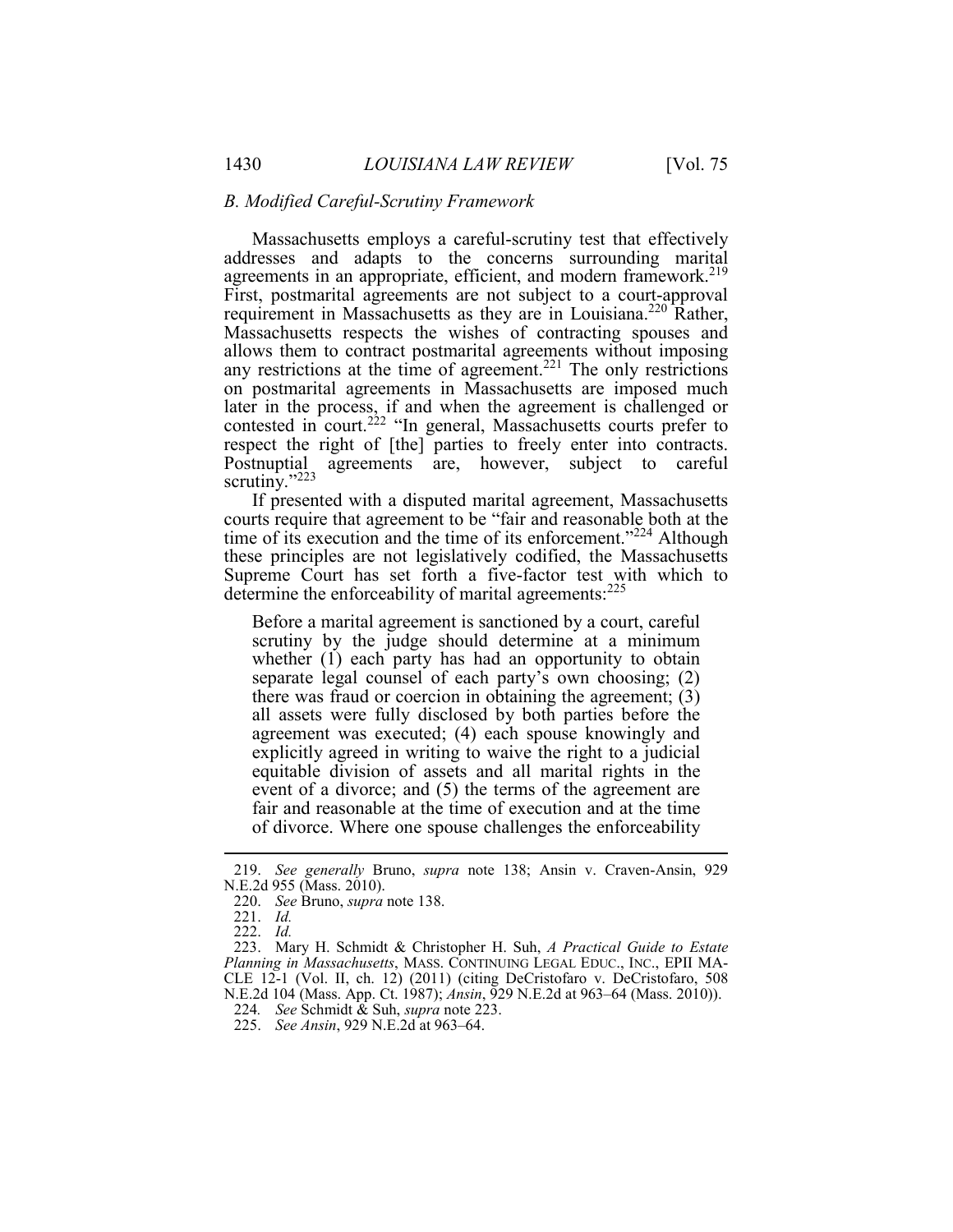### *B. Modified Careful-Scrutiny Framework*

Massachusetts employs a careful-scrutiny test that effectively addresses and adapts to the concerns surrounding marital agreements in an appropriate, efficient, and modern framework.[219] First, postmarital agreements are not subject to a court-approval requirement in Massachusetts as they are in Louisiana.[220] Rather, Massachusetts respects the wishes of contracting spouses and allows them to contract postmarital agreements without imposing any restrictions at the time of agreement.[221] The only restrictions on postmarital agreements in Massachusetts are imposed much later in the process, if and when the agreement is challenged or contested in court.[222] "In general, Massachusetts courts prefer to respect the right of [the] parties to freely enter into contracts. Postnuptial agreements are, however, subject to careful scrutiny."[223]

If presented with a disputed marital agreement, Massachusetts courts require that agreement to be "fair and reasonable both at the time of its execution and the time of its enforcement."[224] Although these principles are not legislatively codified, the Massachusetts Supreme Court has set forth a five-factor test with which to determine the enforceability of marital agreements:[225]

> Before a marital agreement is sanctioned by a court, careful scrutiny by the judge should determine at a minimum whether (1) each party has had an opportunity to obtain separate legal counsel of each party's own choosing; (2) there was fraud or coercion in obtaining the agreement; (3) all assets were fully disclosed by both parties before the agreement was executed; (4) each spouse knowingly and explicitly agreed in writing to waive the right to a judicial equitable division of assets and all marital rights in the event of a divorce; and (5) the terms of the agreement are fair and reasonable at the time of execution and at the time of divorce. Where one spouse challenges the enforceability

---

219. *See generally* Bruno, *supra* note 138; Ansin v. Craven-Ansin, 929 N.E.2d 955 (Mass. 2010).

220. *See* Bruno, *supra* note 138.

221. *Id.*

222. *Id.*

223. Mary H. Schmidt & Christopher H. Suh, *A Practical Guide to Estate Planning in Massachusetts*, MASS. CONTINUING LEGAL EDUC., INC., EPII MA-CLE 12-1 (Vol. II, ch. 12) (2011) (citing DeCristofaro v. DeCristofaro, 508 N.E.2d 104 (Mass. App. Ct. 1987); *Ansin*, 929 N.E.2d at 963–64 (Mass. 2010)).

224. *See* Schmidt & Suh, *supra* note 223.

225. *See Ansin*, 929 N.E.2d at 963–64.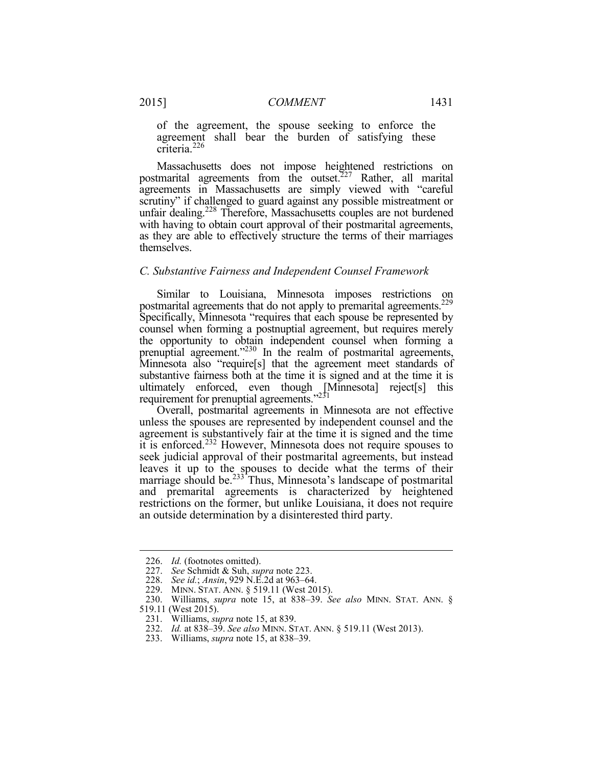of the agreement, the spouse seeking to enforce the agreement shall bear the burden of satisfying these criteria.[226]

Massachusetts does not impose heightened restrictions on postmarital agreements from the outset.[227] Rather, all marital agreements in Massachusetts are simply viewed with "careful scrutiny" if challenged to guard against any possible mistreatment or unfair dealing.[228] Therefore, Massachusetts couples are not burdened with having to obtain court approval of their postmarital agreements, as they are able to effectively structure the terms of their marriages themselves.

### *C. Substantive Fairness and Independent Counsel Framework*

Similar to Louisiana, Minnesota imposes restrictions on postmarital agreements that do not apply to premarital agreements.[229] Specifically, Minnesota "requires that each spouse be represented by counsel when forming a postnuptial agreement, but requires merely the opportunity to obtain independent counsel when forming a prenuptial agreement."[230] In the realm of postmarital agreements, Minnesota also "require[s] that the agreement meet standards of substantive fairness both at the time it is signed and at the time it is ultimately enforced, even though [Minnesota] reject[s] this requirement for prenuptial agreements."[231]

Overall, postmarital agreements in Minnesota are not effective unless the spouses are represented by independent counsel and the agreement is substantively fair at the time it is signed and the time it is enforced.[232] However, Minnesota does not require spouses to seek judicial approval of their postmarital agreements, but instead leaves it up to the spouses to decide what the terms of their marriage should be.[233] Thus, Minnesota's landscape of postmarital and premarital agreements is characterized by heightened restrictions on the former, but unlike Louisiana, it does not require an outside determination by a disinterested third party.

---

226. *Id.* (footnotes omitted).

227. *See* Schmidt & Suh, *supra* note 223.

228. *See id.*; *Ansin*, 929 N.E.2d at 963–64.

229. MINN. STAT. ANN. § 519.11 (West 2015).

230. Williams, *supra* note 15, at 838–39. *See also* MINN. STAT. ANN. § 519.11 (West 2015).

231. Williams, *supra* note 15, at 839.

232. *Id.* at 838–39. *See also* MINN. STAT. ANN. § 519.11 (West 2013).

233. Williams, *supra* note 15, at 838–39.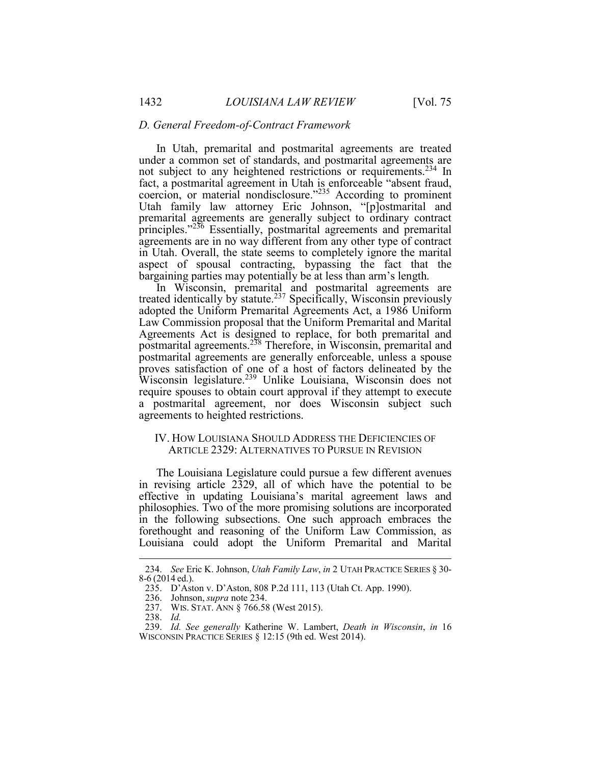### *D. General Freedom-of-Contract Framework*

In Utah, premarital and postmarital agreements are treated under a common set of standards, and postmarital agreements are not subject to any heightened restrictions or requirements.[234] In fact, a postmarital agreement in Utah is enforceable "absent fraud, coercion, or material nondisclosure."[235] According to prominent Utah family law attorney Eric Johnson, "[p]ostmarital and premarital agreements are generally subject to ordinary contract principles."[236] Essentially, postmarital agreements and premarital agreements are in no way different from any other type of contract in Utah. Overall, the state seems to completely ignore the marital aspect of spousal contracting, bypassing the fact that the bargaining parties may potentially be at less than arm's length.

In Wisconsin, premarital and postmarital agreements are treated identically by statute.[237] Specifically, Wisconsin previously adopted the Uniform Premarital Agreements Act, a 1986 Uniform Law Commission proposal that the Uniform Premarital and Marital Agreements Act is designed to replace, for both premarital and postmarital agreements.[238] Therefore, in Wisconsin, premarital and postmarital agreements are generally enforceable, unless a spouse proves satisfaction of one of a host of factors delineated by the Wisconsin legislature.[239] Unlike Louisiana, Wisconsin does not require spouses to obtain court approval if they attempt to execute a postmarital agreement, nor does Wisconsin subject such agreements to heighted restrictions.

## IV. HOW LOUISIANA SHOULD ADDRESS THE DEFICIENCIES OF ARTICLE 2329: ALTERNATIVES TO PURSUE IN REVISION

The Louisiana Legislature could pursue a few different avenues in revising article 2329, all of which have the potential to be effective in updating Louisiana's marital agreement laws and philosophies. Two of the more promising solutions are incorporated in the following subsections. One such approach embraces the forethought and reasoning of the Uniform Law Commission, as Louisiana could adopt the Uniform Premarital and Marital

---

234. *See* Eric K. Johnson, *Utah Family Law*, *in* 2 UTAH PRACTICE SERIES § 30-8-6 (2014 ed.).

235. D'Aston v. D'Aston, 808 P.2d 111, 113 (Utah Ct. App. 1990).

236. Johnson, *supra* note 234.

237. WIS. STAT. ANN § 766.58 (West 2015).

238. *Id.*

239. *Id. See generally* Katherine W. Lambert, *Death in Wisconsin*, *in* 16 WISCONSIN PRACTICE SERIES § 12:15 (9th ed. West 2014).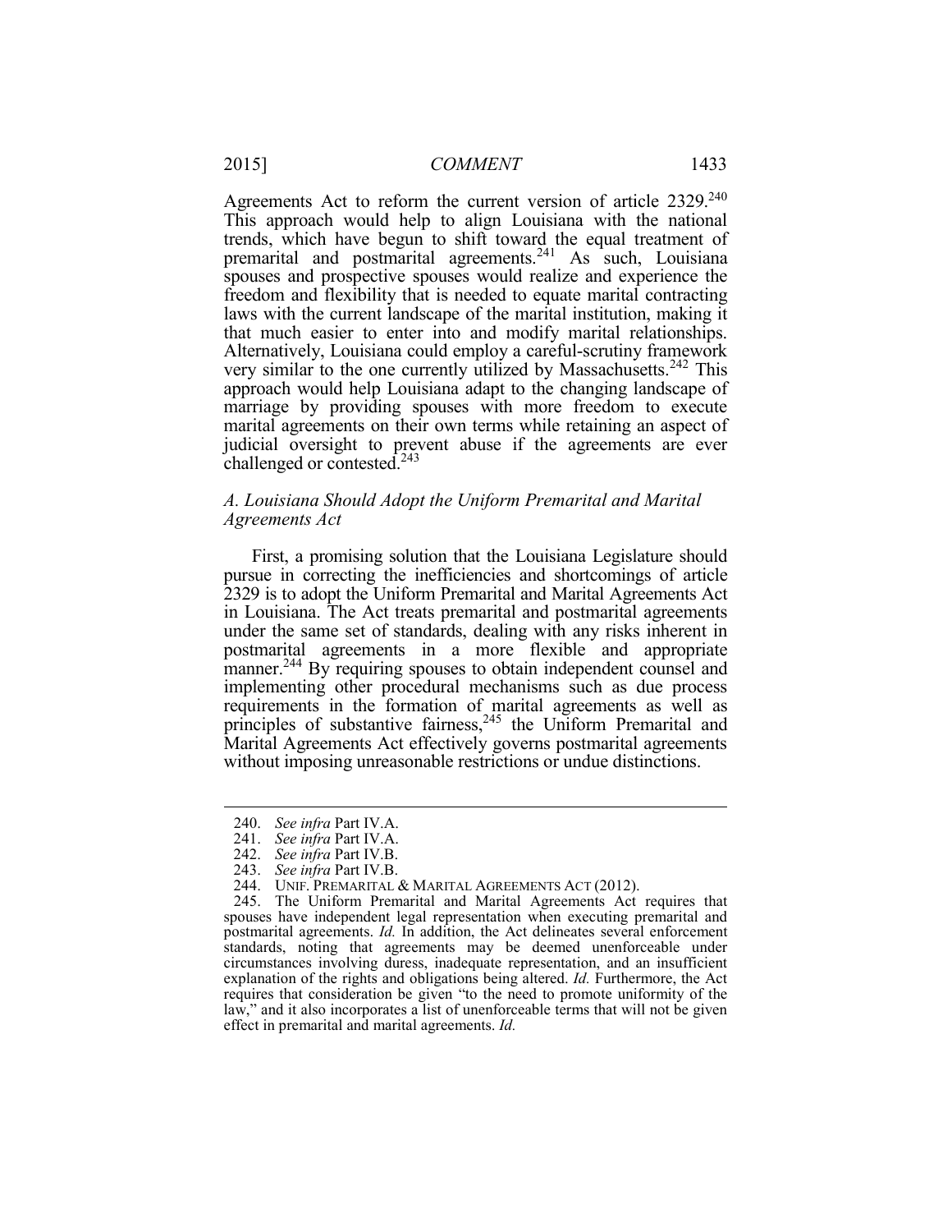Agreements Act to reform the current version of article 2329.[240] This approach would help to align Louisiana with the national trends, which have begun to shift toward the equal treatment of premarital and postmarital agreements.[241] As such, Louisiana spouses and prospective spouses would realize and experience the freedom and flexibility that is needed to equate marital contracting laws with the current landscape of the marital institution, making it that much easier to enter into and modify marital relationships. Alternatively, Louisiana could employ a careful-scrutiny framework very similar to the one currently utilized by Massachusetts.[242] This approach would help Louisiana adapt to the changing landscape of marriage by providing spouses with more freedom to execute marital agreements on their own terms while retaining an aspect of judicial oversight to prevent abuse if the agreements are ever challenged or contested.[243]

### *A. Louisiana Should Adopt the Uniform Premarital and Marital Agreements Act*

First, a promising solution that the Louisiana Legislature should pursue in correcting the inefficiencies and shortcomings of article 2329 is to adopt the Uniform Premarital and Marital Agreements Act in Louisiana. The Act treats premarital and postmarital agreements under the same set of standards, dealing with any risks inherent in postmarital agreements in a more flexible and appropriate manner.[244] By requiring spouses to obtain independent counsel and implementing other procedural mechanisms such as due process requirements in the formation of marital agreements as well as principles of substantive fairness,[245] the Uniform Premarital and Marital Agreements Act effectively governs postmarital agreements without imposing unreasonable restrictions or undue distinctions.

---

240. *See infra* Part IV.A.

241. *See infra* Part IV.A.

242. *See infra* Part IV.B.

243. *See infra* Part IV.B.

244. UNIF. PREMARITAL & MARITAL AGREEMENTS ACT (2012).

245. The Uniform Premarital and Marital Agreements Act requires that spouses have independent legal representation when executing premarital and postmarital agreements. *Id.* In addition, the Act delineates several enforcement standards, noting that agreements may be deemed unenforceable under circumstances involving duress, inadequate representation, and an insufficient explanation of the rights and obligations being altered. *Id.* Furthermore, the Act requires that consideration be given "to the need to promote uniformity of the law," and it also incorporates a list of unenforceable terms that will not be given effect in premarital and marital agreements. *Id.*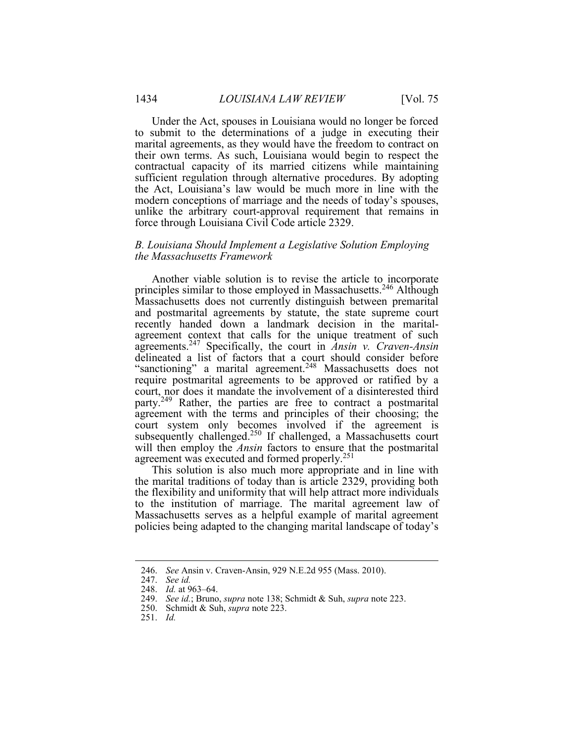Under the Act, spouses in Louisiana would no longer be forced to submit to the determinations of a judge in executing their marital agreements, as they would have the freedom to contract on their own terms. As such, Louisiana would begin to respect the contractual capacity of its married citizens while maintaining sufficient regulation through alternative procedures. By adopting the Act, Louisiana's law would be much more in line with the modern conceptions of marriage and the needs of today's spouses, unlike the arbitrary court-approval requirement that remains in force through Louisiana Civil Code article 2329.

### *B. Louisiana Should Implement a Legislative Solution Employing the Massachusetts Framework*

Another viable solution is to revise the article to incorporate principles similar to those employed in Massachusetts.[246] Although Massachusetts does not currently distinguish between premarital and postmarital agreements by statute, the state supreme court recently handed down a landmark decision in the marital-agreement context that calls for the unique treatment of such agreements.[247] Specifically, the court in *Ansin v. Craven-Ansin* delineated a list of factors that a court should consider before "sanctioning" a marital agreement.[248] Massachusetts does not require postmarital agreements to be approved or ratified by a court, nor does it mandate the involvement of a disinterested third party.[249] Rather, the parties are free to contract a postmarital agreement with the terms and principles of their choosing; the court system only becomes involved if the agreement is subsequently challenged.[250] If challenged, a Massachusetts court will then employ the *Ansin* factors to ensure that the postmarital agreement was executed and formed properly.[251]

This solution is also much more appropriate and in line with the marital traditions of today than is article 2329, providing both the flexibility and uniformity that will help attract more individuals to the institution of marriage. The marital agreement law of Massachusetts serves as a helpful example of marital agreement policies being adapted to the changing marital landscape of today's

---

246. *See* Ansin v. Craven-Ansin, 929 N.E.2d 955 (Mass. 2010).

247. *See id.*

248. *Id.* at 963–64.

249. *See id.*; Bruno, *supra* note 138; Schmidt & Suh, *supra* note 223.

250. Schmidt & Suh, *supra* note 223.

251. *Id.*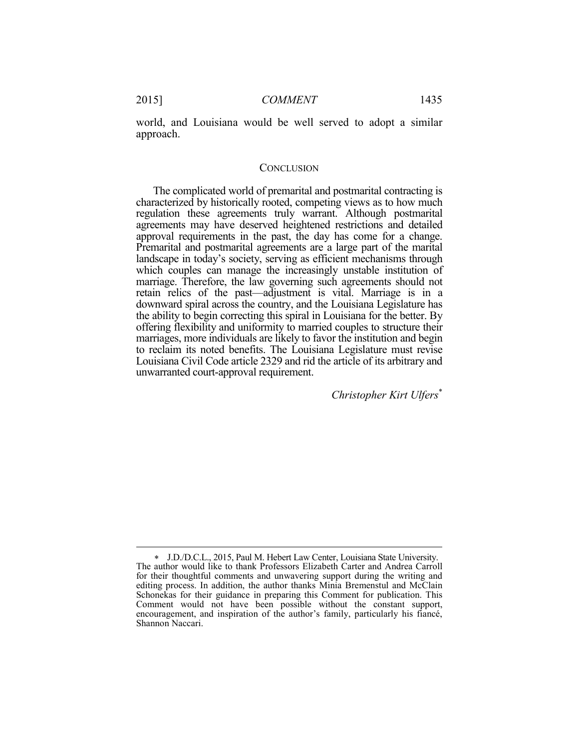world, and Louisiana would be well served to adopt a similar approach.

## CONCLUSION

The complicated world of premarital and postmarital contracting is characterized by historically rooted, competing views as to how much regulation these agreements truly warrant. Although postmarital agreements may have deserved heightened restrictions and detailed approval requirements in the past, the day has come for a change. Premarital and postmarital agreements are a large part of the marital landscape in today's society, serving as efficient mechanisms through which couples can manage the increasingly unstable institution of marriage. Therefore, the law governing such agreements should not retain relics of the past—adjustment is vital. Marriage is in a downward spiral across the country, and the Louisiana Legislature has the ability to begin correcting this spiral in Louisiana for the better. By offering flexibility and uniformity to married couples to structure their marriages, more individuals are likely to favor the institution and begin to reclaim its noted benefits. The Louisiana Legislature must revise Louisiana Civil Code article 2329 and rid the article of its arbitrary and unwarranted court-approval requirement.

*Christopher Kirt Ulfers*[*]

---

[*] J.D./D.C.L., 2015, Paul M. Hebert Law Center, Louisiana State University. The author would like to thank Professors Elizabeth Carter and Andrea Carroll for their thoughtful comments and unwavering support during the writing and editing process. In addition, the author thanks Minia Bremenstul and McClain Schonekas for their guidance in preparing this Comment for publication. This Comment would not have been possible without the constant support, encouragement, and inspiration of the author's family, particularly his fiancé, Shannon Naccari.